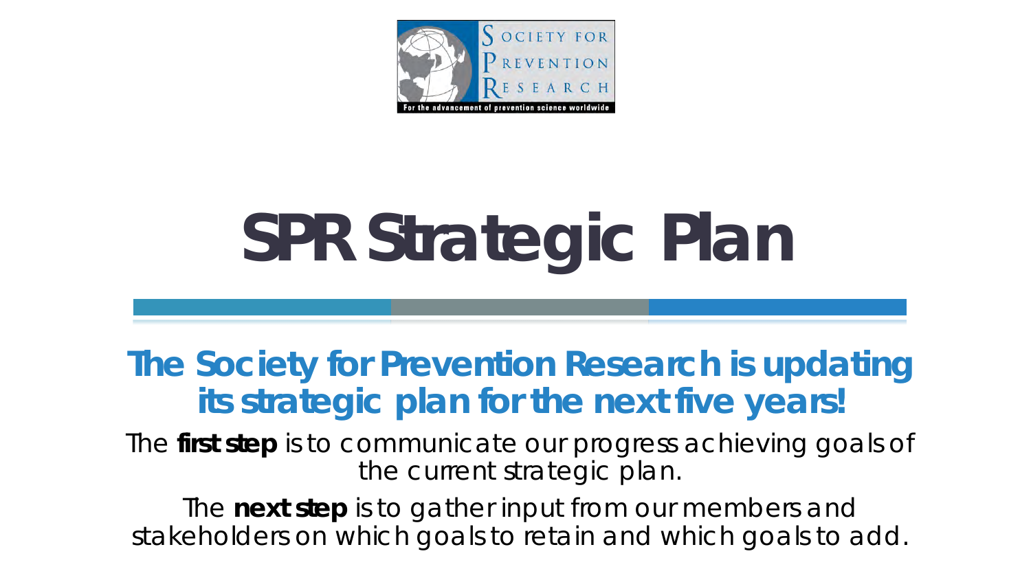SOCIETY FOR PREVENTION RESEARCH

For the advancement of prevention science worldwide

# SPR Strategic Plan

## The Society for Prevention Research is updating its strategic plan for the next five years!

The **first step** is to communicate our progress achieving goals of the current strategic plan.

The **next step** is to gather input from our members and stakeholders on which goals to retain and which goals to add.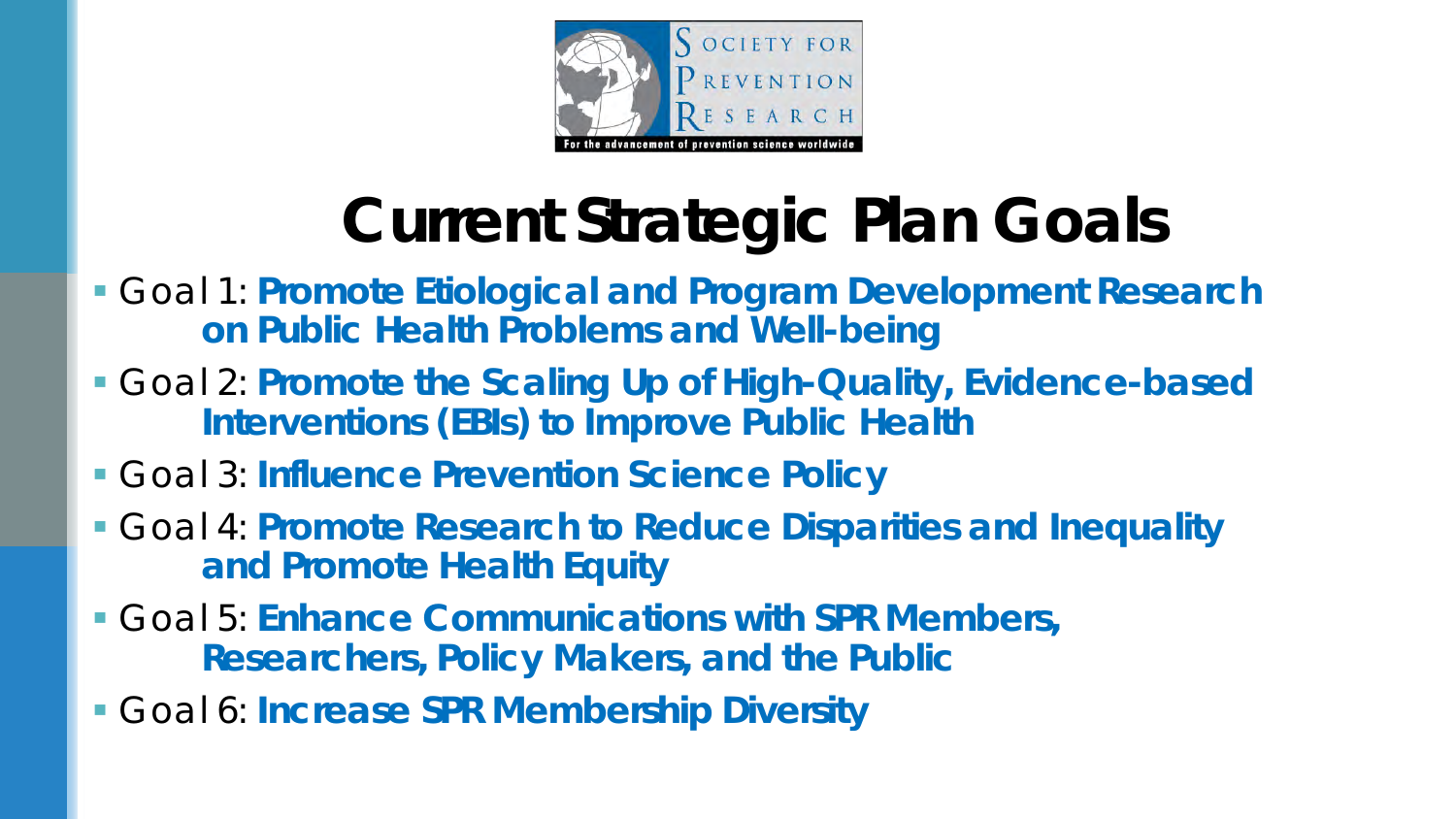# Current Strategic Plan Goals

- Goal 1: **Promote Etiological and Program Development Research on Public Health Problems and Well-being**
- Goal 2: **Promote the Scaling Up of High-Quality, Evidence-based Interventions (EBIs) to Improve Public Health**
- Goal 3: **Influence Prevention Science Policy**
- Goal 4: **Promote Research to Reduce Disparities and Inequality and Promote Health Equity**
- Goal 5: **Enhance Communications with SPR Members, Researchers, Policy Makers, and the Public**
- Goal 6: **Increase SPR Membership Diversity**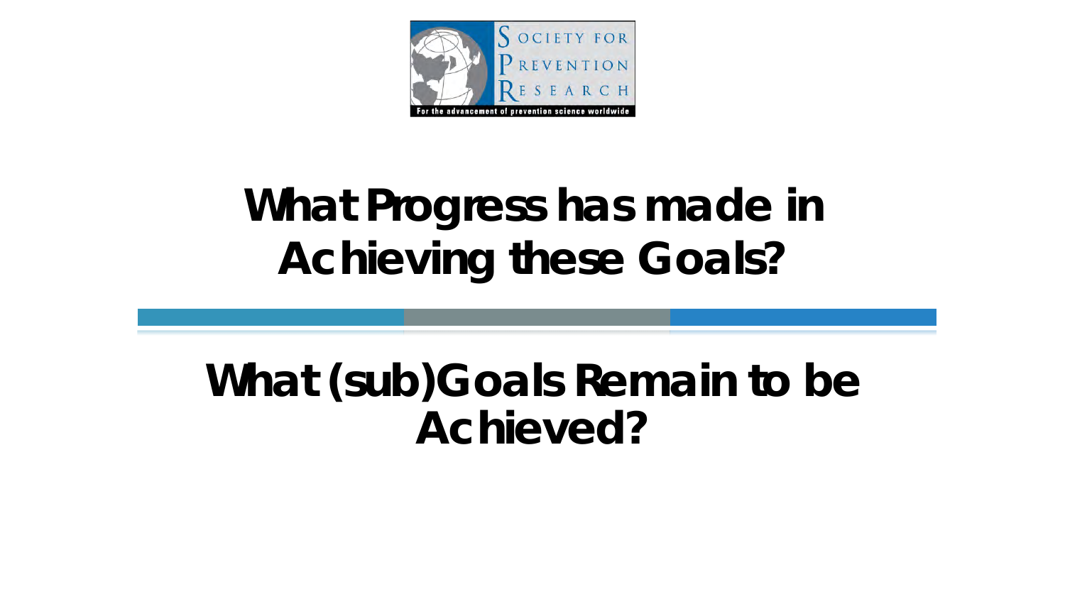# What Progress has made in Achieving these Goals?

# What (sub)Goals Remain to be Achieved?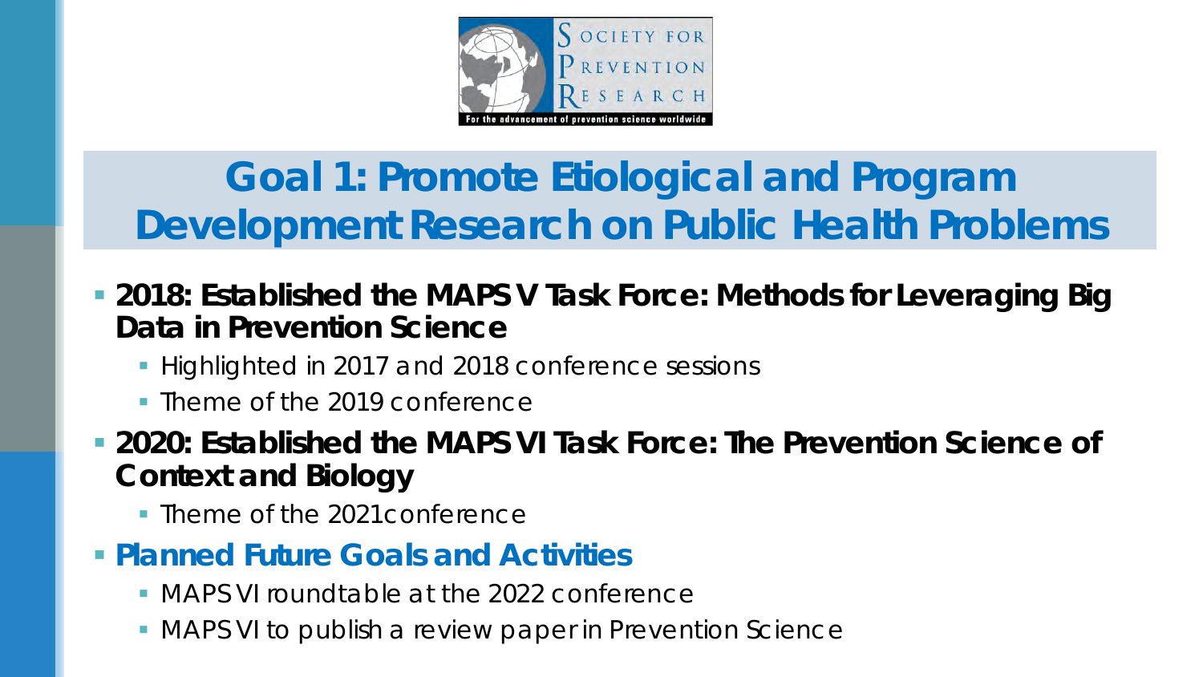## Goal 1: Promote Etiological and Program Development Research on Public Health Problems

- **2018: Established the MAPS V Task Force: Methods for Leveraging Big Data in Prevention Science**
  - Highlighted in 2017 and 2018 conference sessions
  - Theme of the 2019 conference
- **2020: Established the MAPS VI Task Force: The Prevention Science of Context and Biology**
  - Theme of the 2021conference
- **Planned Future Goals and Activities**
  - MAPS VI roundtable at the 2022 conference
  - MAPS VI to publish a review paper in Prevention Science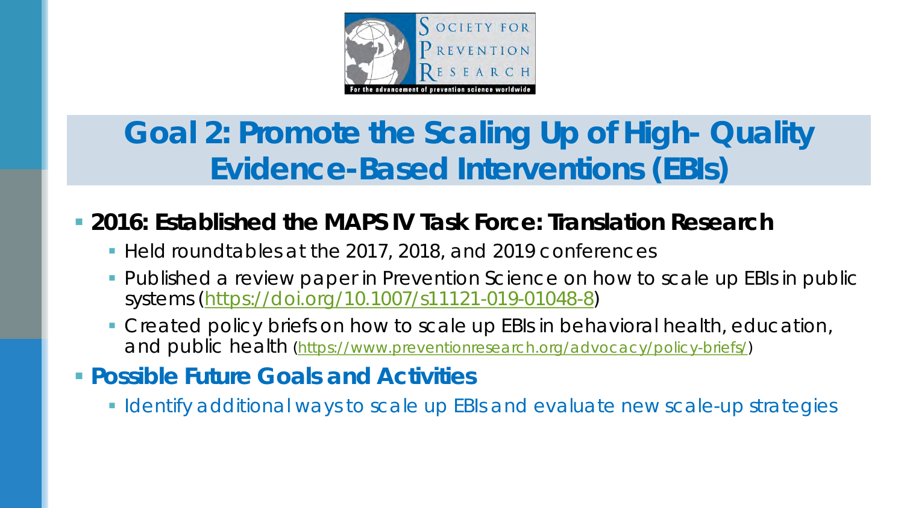# Goal 2: Promote the Scaling Up of High- Quality Evidence-Based Interventions (EBIs)

- **2016: Established the MAPS IV Task Force: Translation Research**
  - Held roundtables at the 2017, 2018, and 2019 conferences
  - Published a review paper in Prevention Science on how to scale up EBIs in public systems (https://doi.org/10.1007/s11121-019-01048-8)
  - Created policy briefs on how to scale up EBIs in behavioral health, education, and public health (https://www.preventionresearch.org/advocacy/policy-briefs/)
- **Possible Future Goals and Activities**
  - Identify additional ways to scale up EBIs and evaluate new scale-up strategies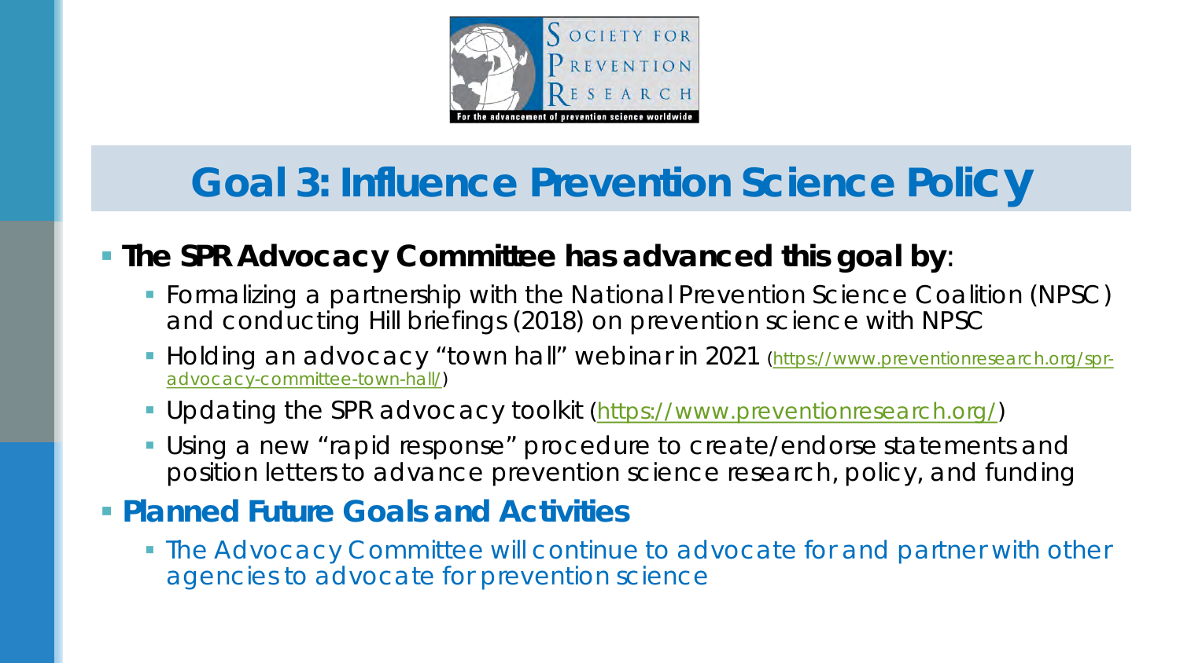# Goal 3: Influence Prevention Science Policy

- **The SPR Advocacy Committee has advanced this goal by**:
  - Formalizing a partnership with the National Prevention Science Coalition (NPSC) and conducting Hill briefings (2018) on prevention science with NPSC
  - Holding an advocacy "town hall" webinar in 2021 (https://www.preventionresearch.org/spr-advocacy-committee-town-hall/)
  - Updating the SPR advocacy toolkit (https://www.preventionresearch.org/)
  - Using a new "rapid response" procedure to create/endorse statements and position letters to advance prevention science research, policy, and funding
- **Planned Future Goals and Activities**
  - The Advocacy Committee will continue to advocate for and partner with other agencies to advocate for prevention science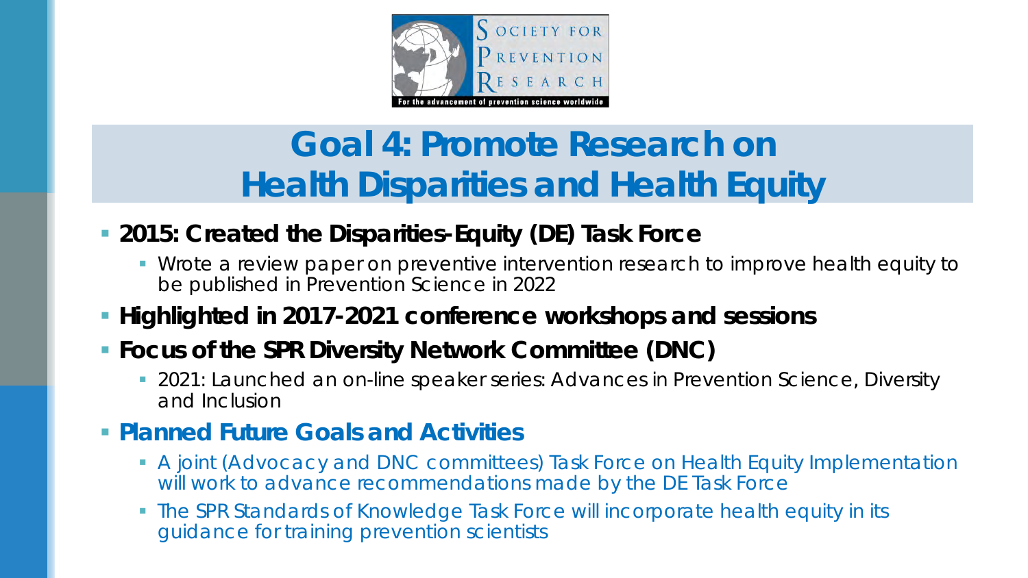# Goal 4: Promote Research on Health Disparities and Health Equity

- **2015: Created the Disparities-Equity (DE) Task Force**
  - Wrote a review paper on preventive intervention research to improve health equity to be published in Prevention Science in 2022
- **Highlighted in 2017-2021 conference workshops and sessions**
- **Focus of the SPR Diversity Network Committee (DNC)**
  - 2021: Launched an on-line speaker series: Advances in Prevention Science, Diversity and Inclusion
- **Planned Future Goals and Activities**
  - A joint (Advocacy and DNC committees) Task Force on Health Equity Implementation will work to advance recommendations made by the DE Task Force
  - The SPR Standards of Knowledge Task Force will incorporate health equity in its guidance for training prevention scientists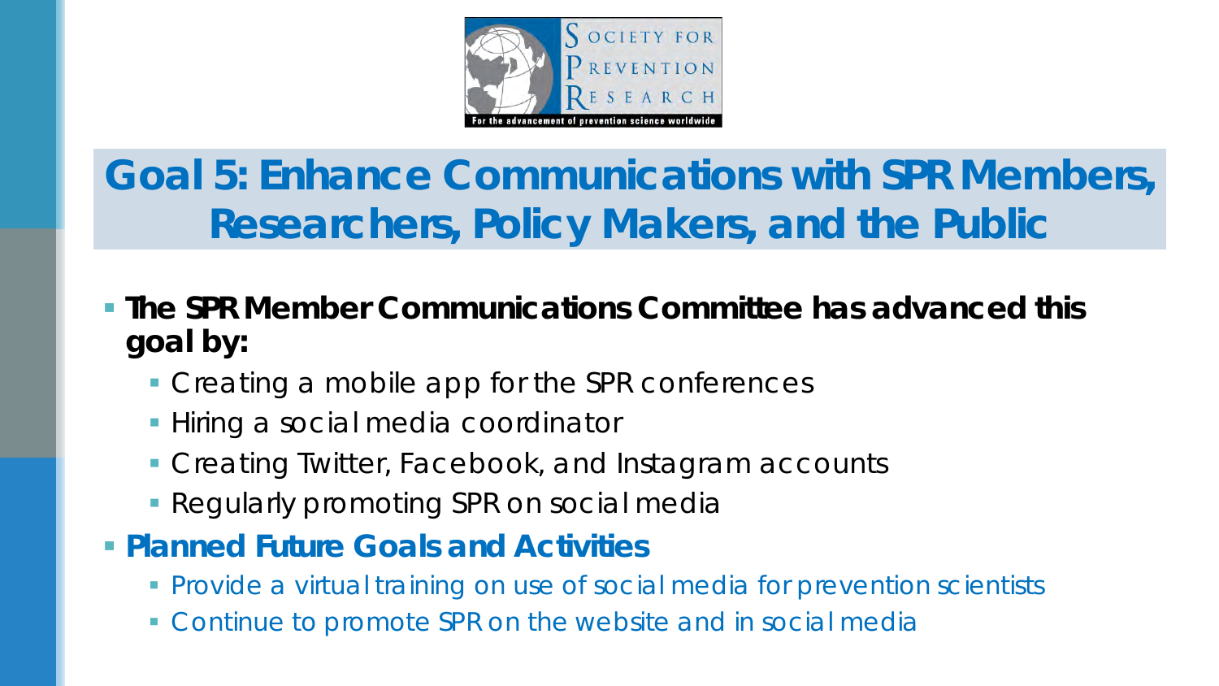# Goal 5: Enhance Communications with SPR Members, Researchers, Policy Makers, and the Public

- **The SPR Member Communications Committee has advanced this goal by:**
  - Creating a mobile app for the SPR conferences
  - Hiring a social media coordinator
  - Creating Twitter, Facebook, and Instagram accounts
  - Regularly promoting SPR on social media
- **Planned Future Goals and Activities**
  - Provide a virtual training on use of social media for prevention scientists
  - Continue to promote SPR on the website and in social media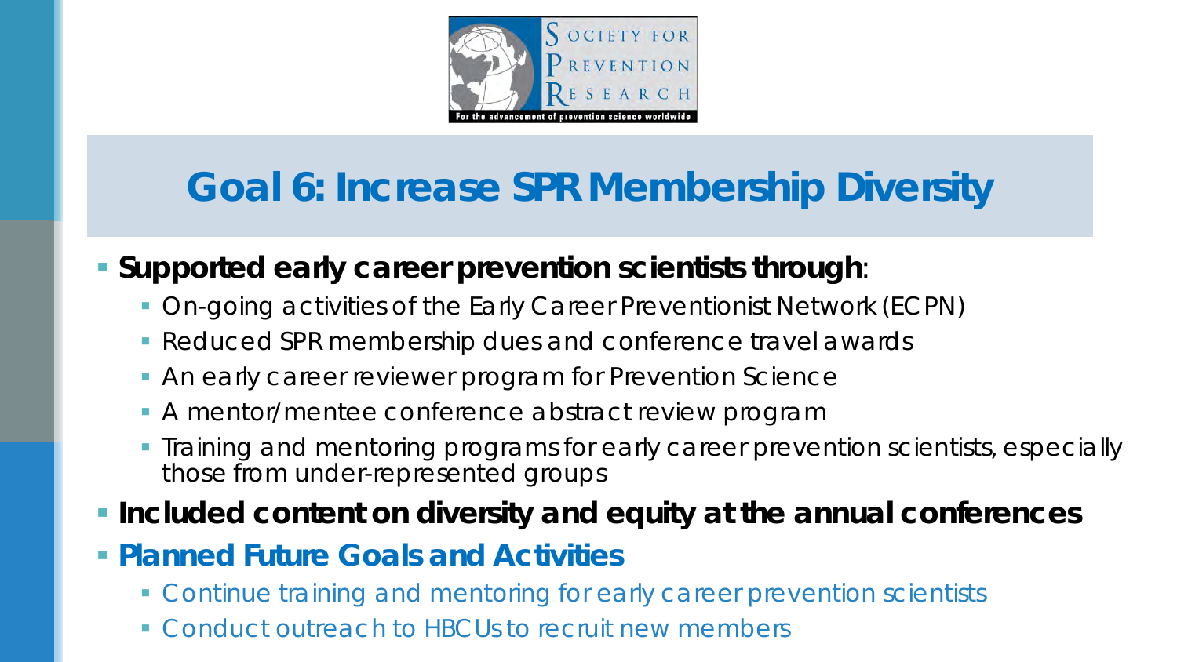# Goal 6: Increase SPR Membership Diversity

- **Supported early career prevention scientists through**:
  - On-going activities of the Early Career Preventionist Network (ECPN)
  - Reduced SPR membership dues and conference travel awards
  - An early career reviewer program for Prevention Science
  - A mentor/mentee conference abstract review program
  - Training and mentoring programs for early career prevention scientists, especially those from under-represented groups
- **Included content on diversity and equity at the annual conferences**
- **Planned Future Goals and Activities**
  - Continue training and mentoring for early career prevention scientists
  - Conduct outreach to HBCUs to recruit new members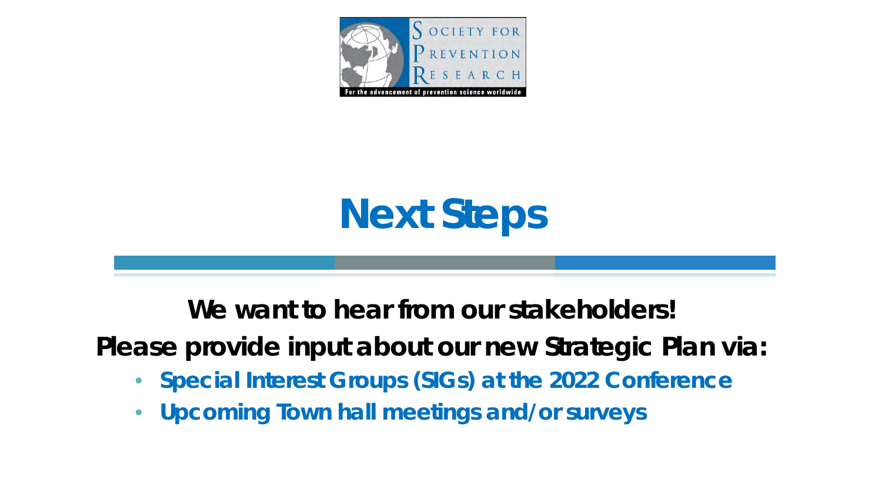# Next Steps

**We want to hear from our stakeholders!**

**Please provide input about our new Strategic Plan via:**

- **Special Interest Groups (SIGs) at the 2022 Conference**
- **Upcoming Town hall meetings and/or surveys**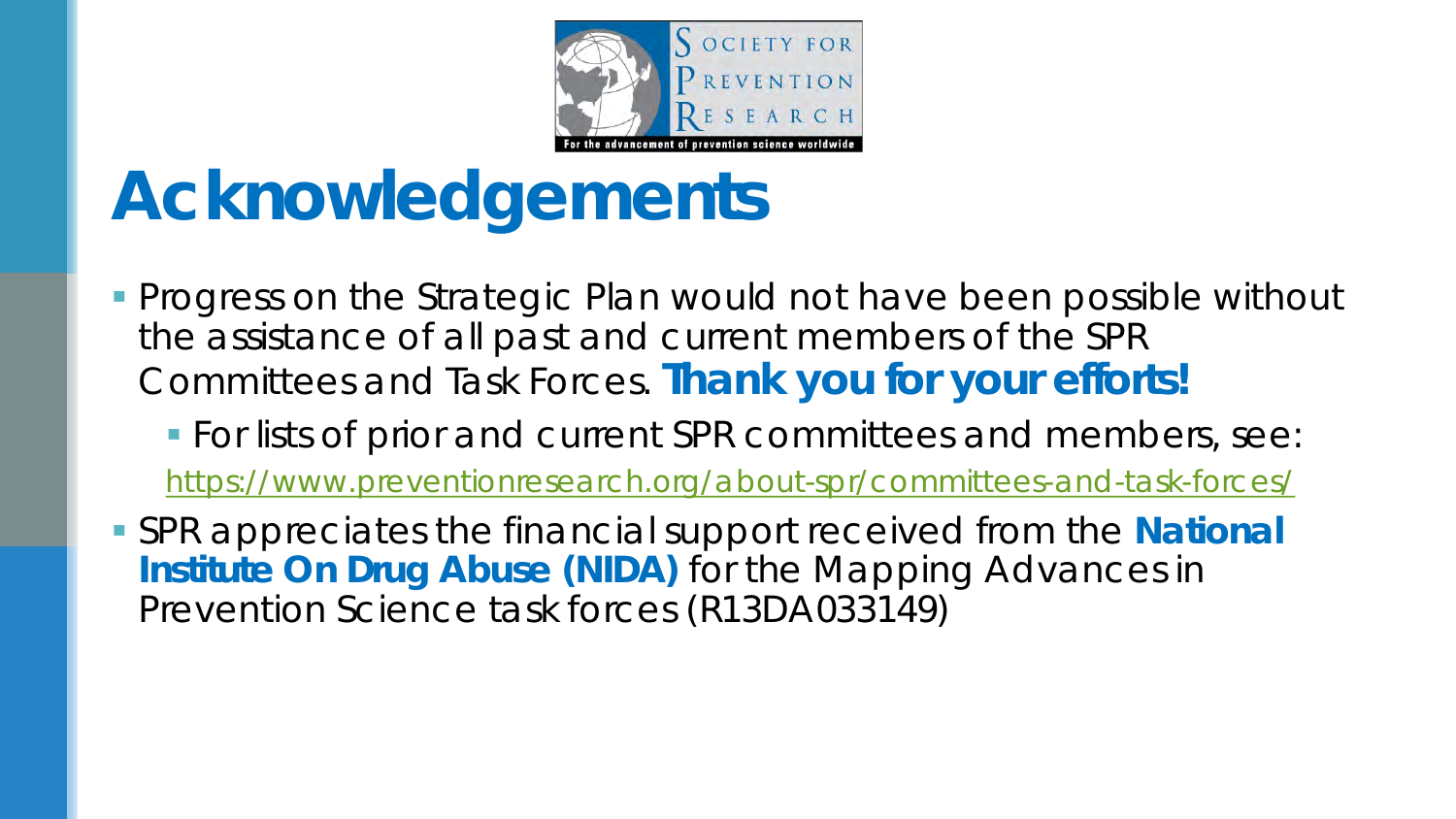# Acknowledgements

- Progress on the Strategic Plan would not have been possible without the assistance of all past and current members of the SPR Committees and Task Forces. **Thank you for your efforts!**
  - For lists of prior and current SPR committees and members, see: https://www.preventionresearch.org/about-spr/committees-and-task-forces/
- SPR appreciates the financial support received from the **National Institute On Drug Abuse (NIDA)** for the Mapping Advances in Prevention Science task forces (R13DA033149)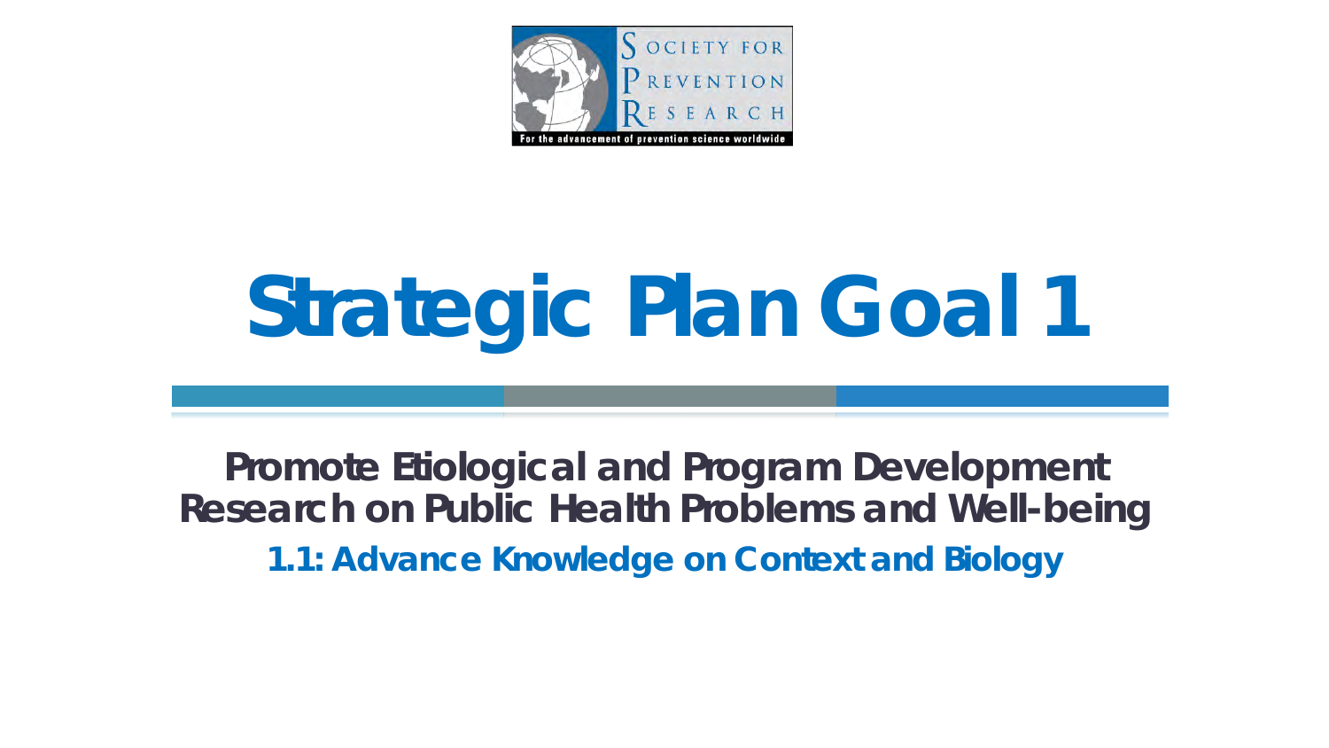# Strategic Plan Goal 1

## Promote Etiological and Program Development Research on Public Health Problems and Well-being

### 1.1: Advance Knowledge on Context and Biology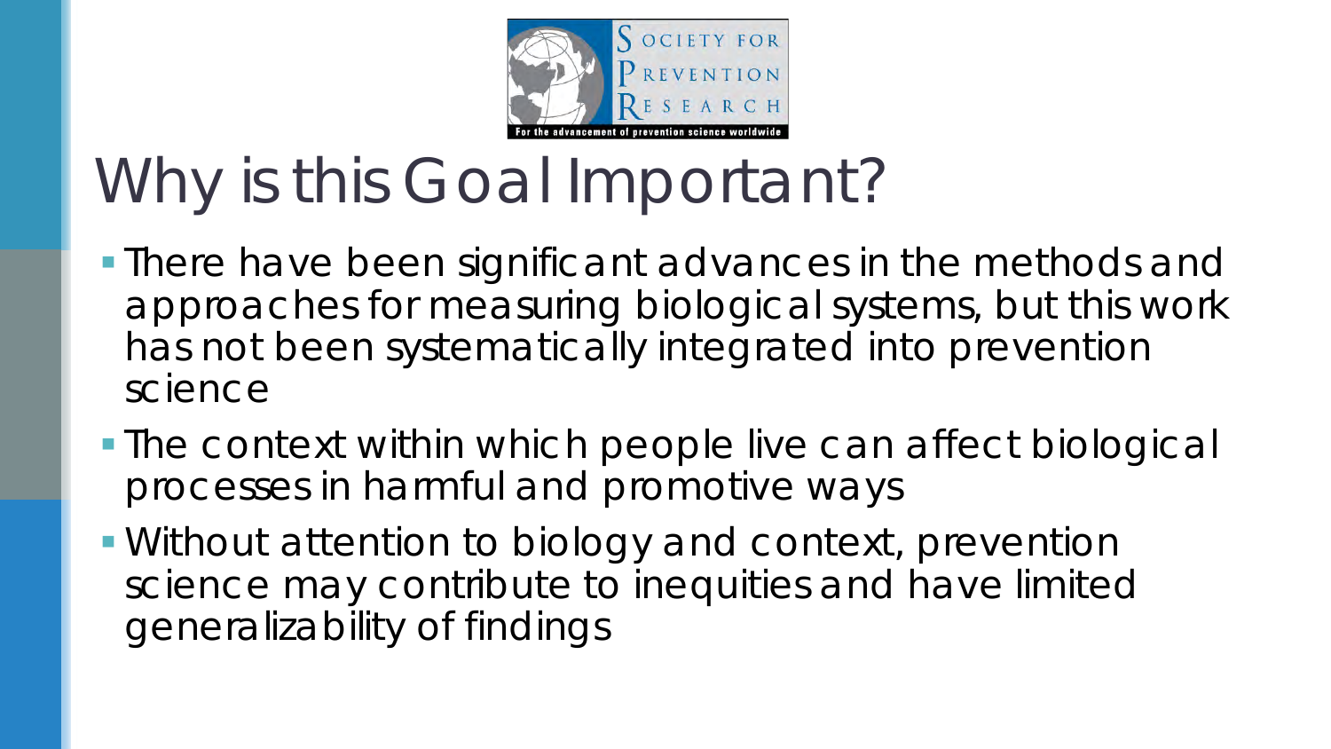# Why is this Goal Important?

- There have been significant advances in the methods and approaches for measuring biological systems, but this work has not been systematically integrated into prevention science
- The context within which people live can affect biological processes in harmful and promotive ways
- Without attention to biology and context, prevention science may contribute to inequities and have limited generalizability of findings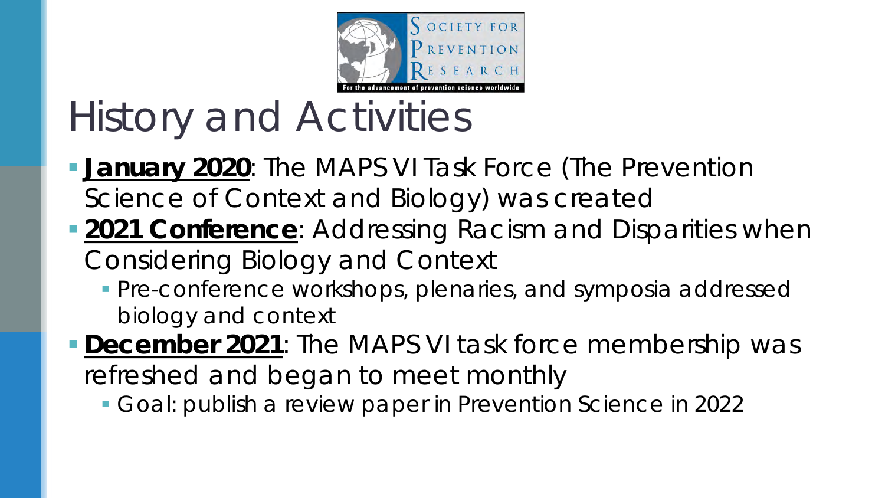# History and Activities

- **January 2020**: The MAPS VI Task Force (The Prevention Science of Context and Biology) was created
- **2021 Conference**: Addressing Racism and Disparities when Considering Biology and Context
  - Pre-conference workshops, plenaries, and symposia addressed biology and context
- **December 2021**: The MAPS VI task force membership was refreshed and began to meet monthly
  - Goal: publish a review paper in Prevention Science in 2022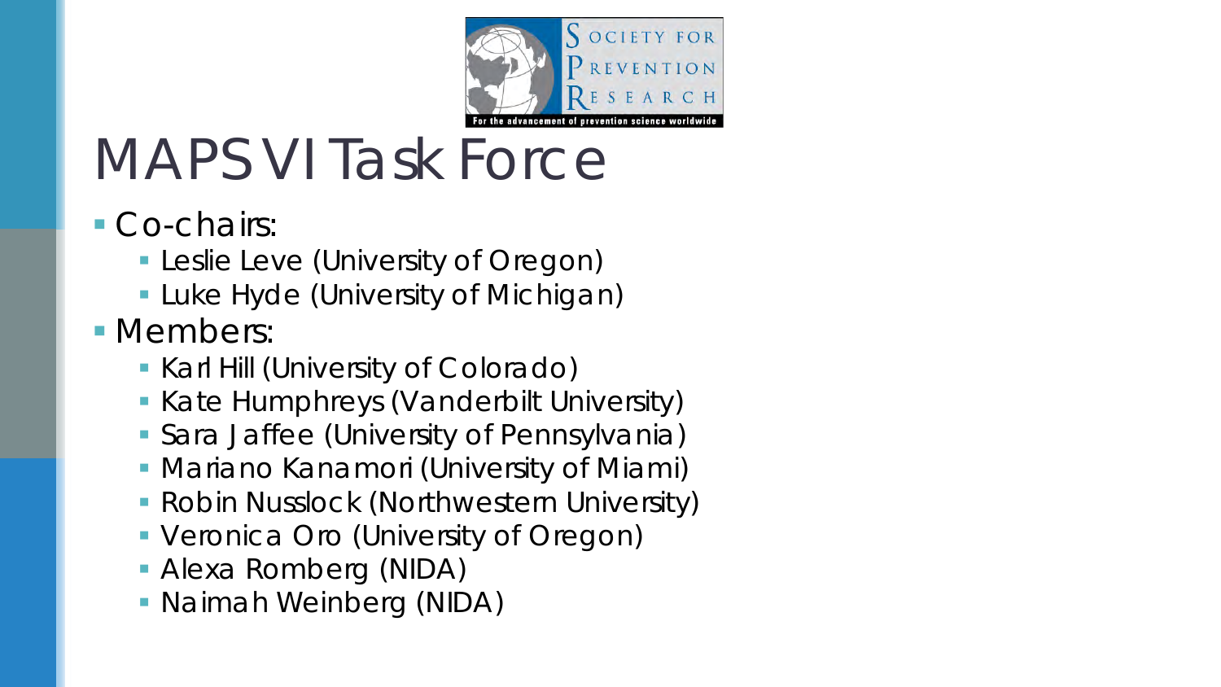Society for Prevention Research — For the advancement of prevention science worldwide

# MAPS VI Task Force

- Co-chairs:
  - Leslie Leve (University of Oregon)
  - Luke Hyde (University of Michigan)
- Members:
  - Karl Hill (University of Colorado)
  - Kate Humphreys (Vanderbilt University)
  - Sara Jaffee (University of Pennsylvania)
  - Mariano Kanamori (University of Miami)
  - Robin Nusslock (Northwestern University)
  - Veronica Oro (University of Oregon)
  - Alexa Romberg (NIDA)
  - Naimah Weinberg (NIDA)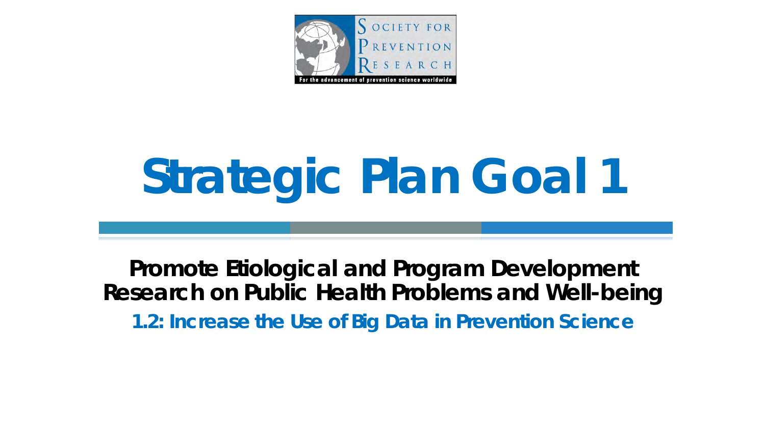# Strategic Plan Goal 1

**Promote Etiological and Program Development Research on Public Health Problems and Well-being**

**1.2: Increase the Use of Big Data in Prevention Science**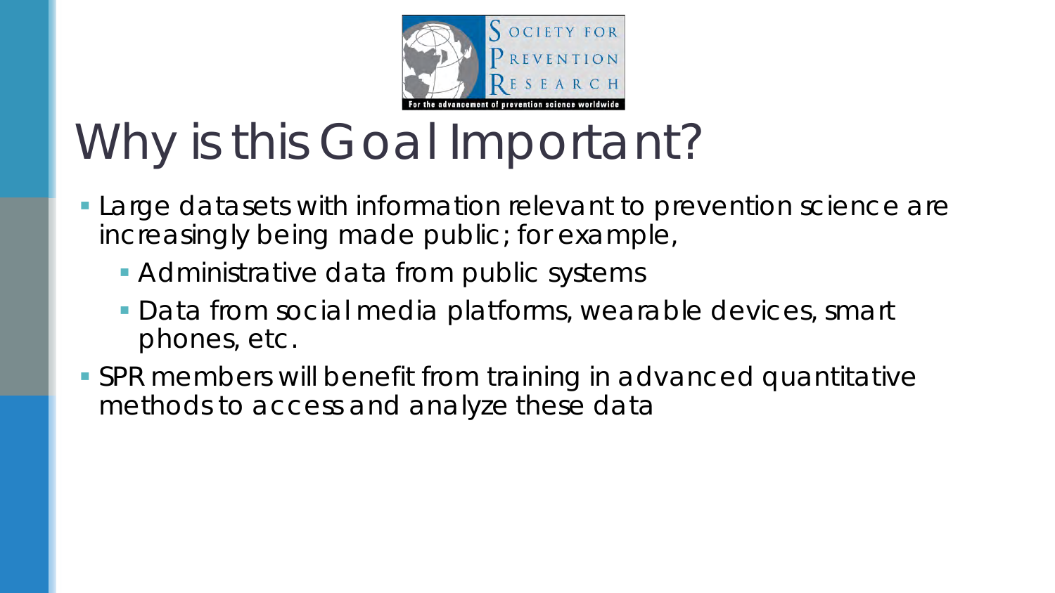# Why is this Goal Important?

- Large datasets with information relevant to prevention science are increasingly being made public; for example,
  - Administrative data from public systems
  - Data from social media platforms, wearable devices, smart phones, etc.
- SPR members will benefit from training in advanced quantitative methods to access and analyze these data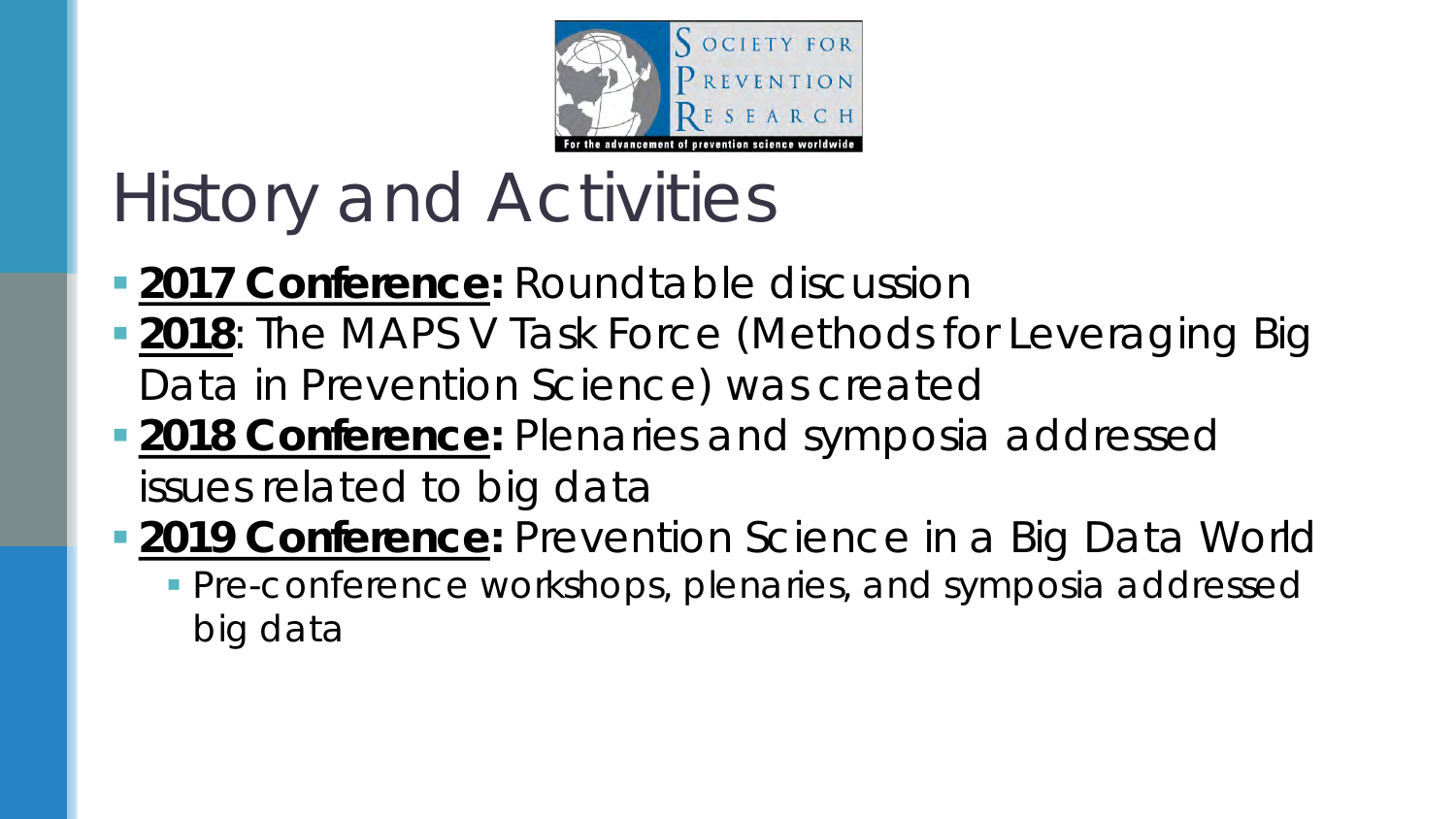# History and Activities

- **2017 Conference:** Roundtable discussion
- **2018**: The MAPS V Task Force (Methods for Leveraging Big Data in Prevention Science) was created
- **2018 Conference:** Plenaries and symposia addressed issues related to big data
- **2019 Conference:** Prevention Science in a Big Data World
  - Pre-conference workshops, plenaries, and symposia addressed big data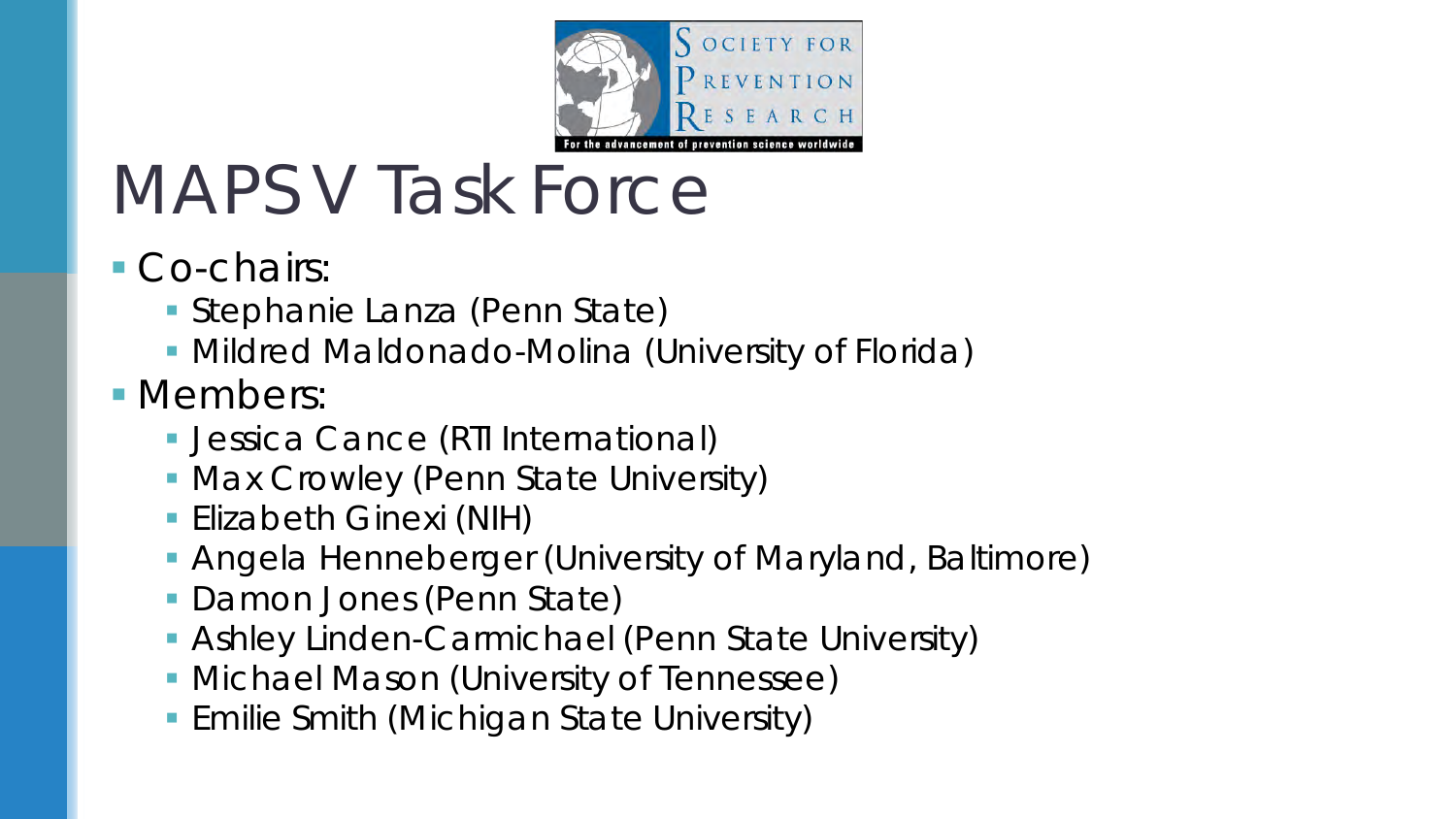# MAPS V Task Force

- Co-chairs:
  - Stephanie Lanza (Penn State)
  - Mildred Maldonado-Molina (University of Florida)
- Members:
  - Jessica Cance (RTI International)
  - Max Crowley (Penn State University)
  - Elizabeth Ginexi (NIH)
  - Angela Henneberger (University of Maryland, Baltimore)
  - Damon Jones (Penn State)
  - Ashley Linden-Carmichael (Penn State University)
  - Michael Mason (University of Tennessee)
  - Emilie Smith (Michigan State University)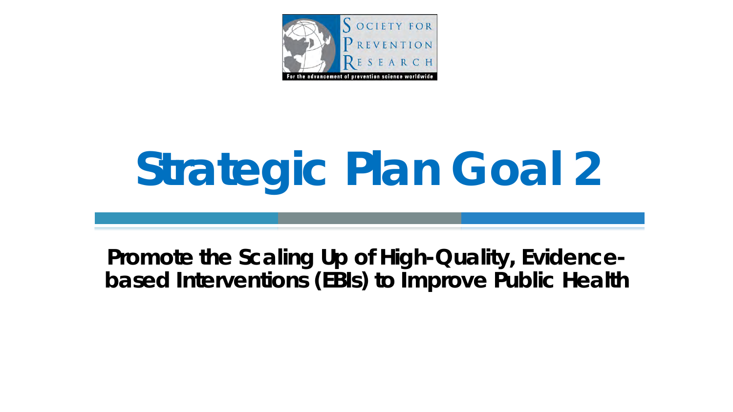# Strategic Plan Goal 2

**Promote the Scaling Up of High-Quality, Evidence-based Interventions (EBIs) to Improve Public Health**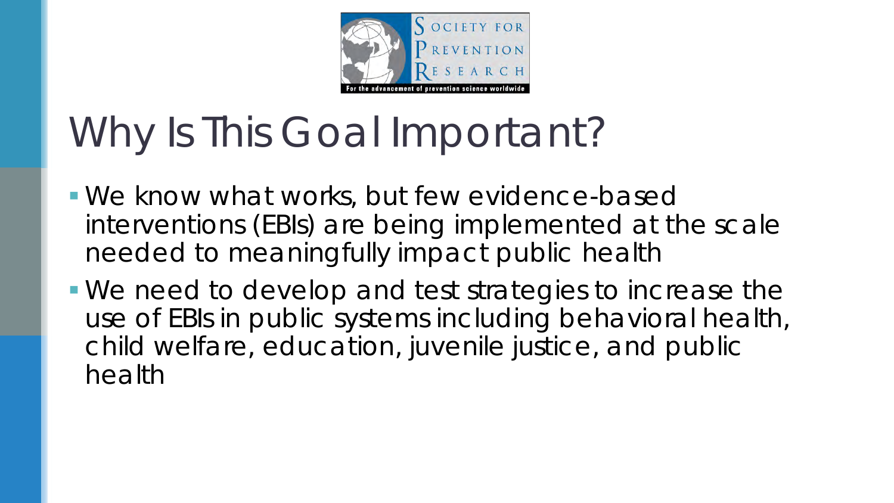# Why Is This Goal Important?

- We know what works, but few evidence-based interventions (EBIs) are being implemented at the scale needed to meaningfully impact public health
- We need to develop and test strategies to increase the use of EBIs in public systems including behavioral health, child welfare, education, juvenile justice, and public health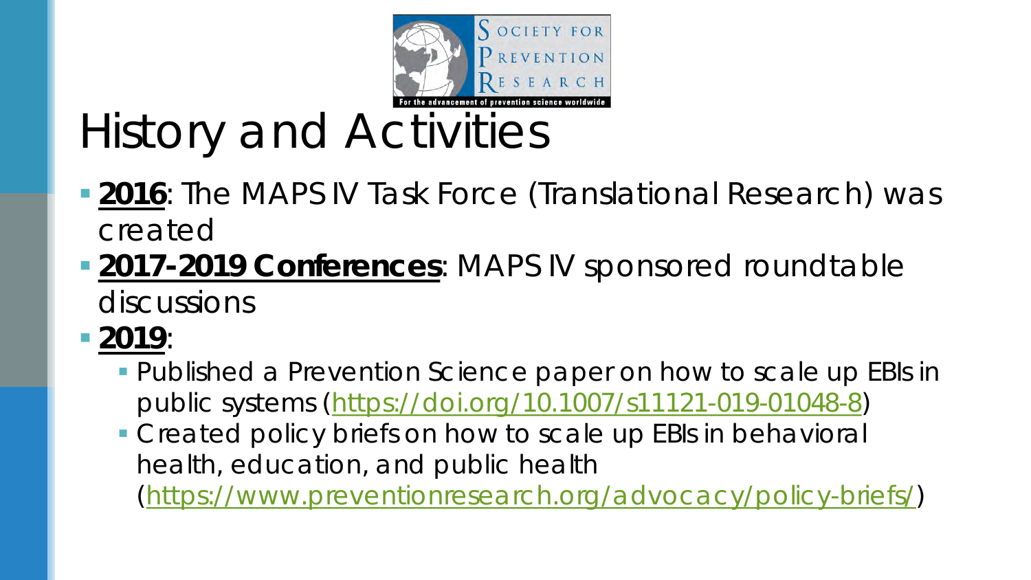# History and Activities

- **2016**: The MAPS IV Task Force (Translational Research) was created
- **2017-2019 Conferences**: MAPS IV sponsored roundtable discussions
- **2019**:
  - Published a Prevention Science paper on how to scale up EBIs in public systems (https://doi.org/10.1007/s11121-019-01048-8)
  - Created policy briefs on how to scale up EBIs in behavioral health, education, and public health (https://www.preventionresearch.org/advocacy/policy-briefs/)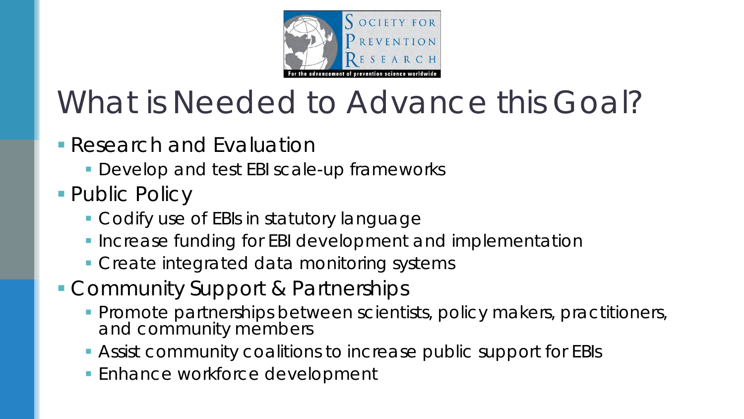# What is Needed to Advance this Goal?

- Research and Evaluation
  - Develop and test EBI scale-up frameworks
- Public Policy
  - Codify use of EBIs in statutory language
  - Increase funding for EBI development and implementation
  - Create integrated data monitoring systems
- Community Support & Partnerships
  - Promote partnerships between scientists, policy makers, practitioners, and community members
  - Assist community coalitions to increase public support for EBIs
  - Enhance workforce development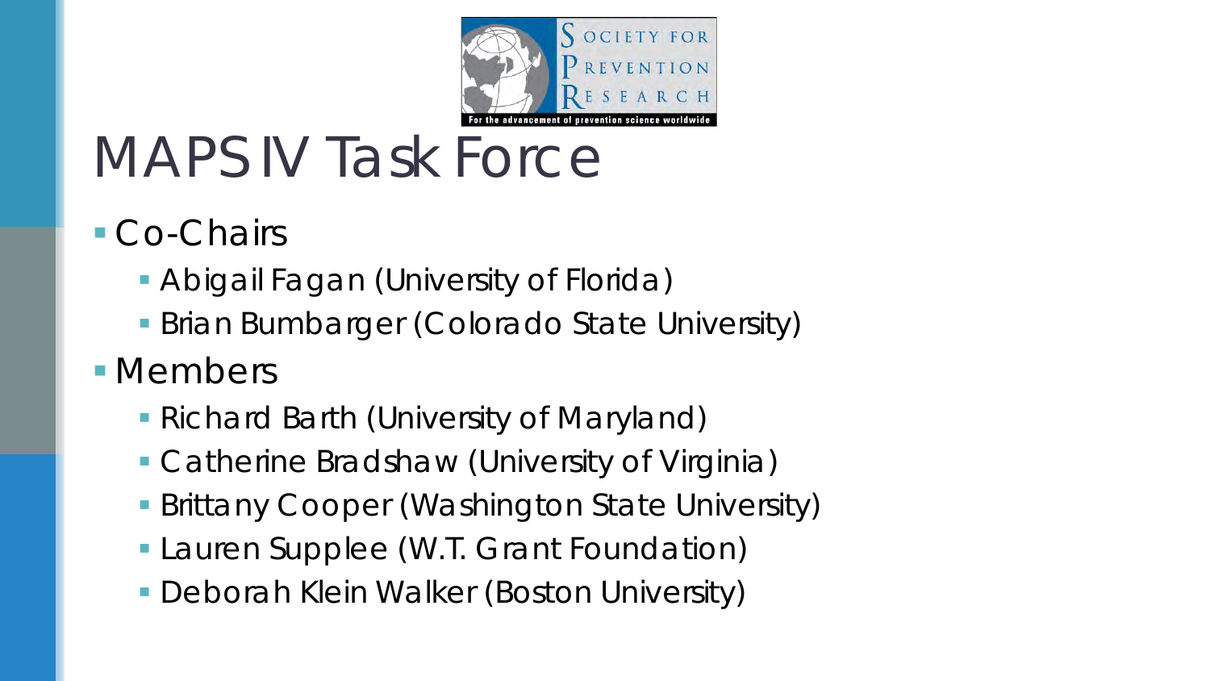# MAPS IV Task Force

- Co-Chairs
  - Abigail Fagan (University of Florida)
  - Brian Bumbarger (Colorado State University)
- Members
  - Richard Barth (University of Maryland)
  - Catherine Bradshaw (University of Virginia)
  - Brittany Cooper (Washington State University)
  - Lauren Supplee (W.T. Grant Foundation)
  - Deborah Klein Walker (Boston University)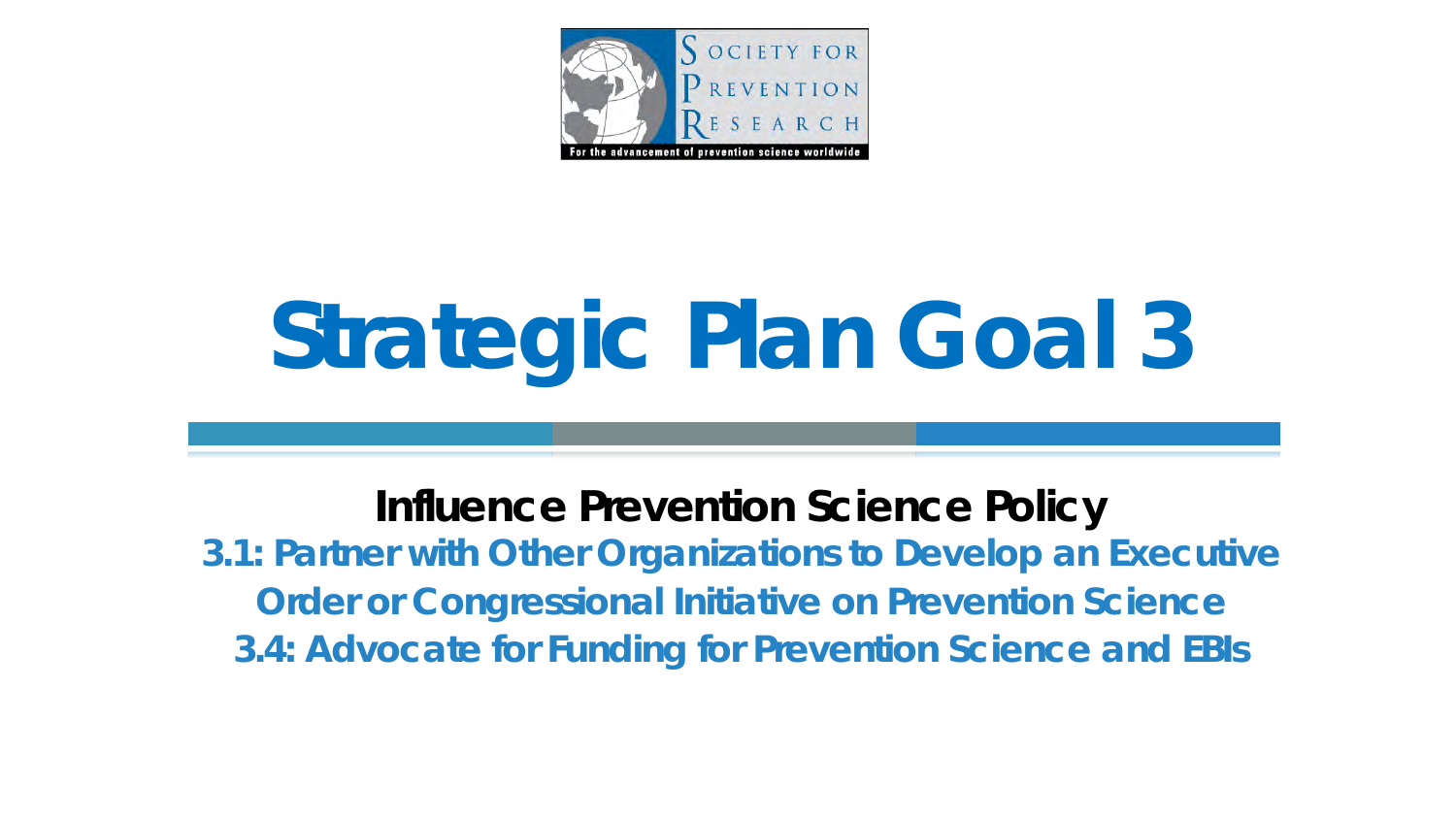# Strategic Plan Goal 3

## Influence Prevention Science Policy

**3.1: Partner with Other Organizations to Develop an Executive Order or Congressional Initiative on Prevention Science**

**3.4: Advocate for Funding for Prevention Science and EBIs**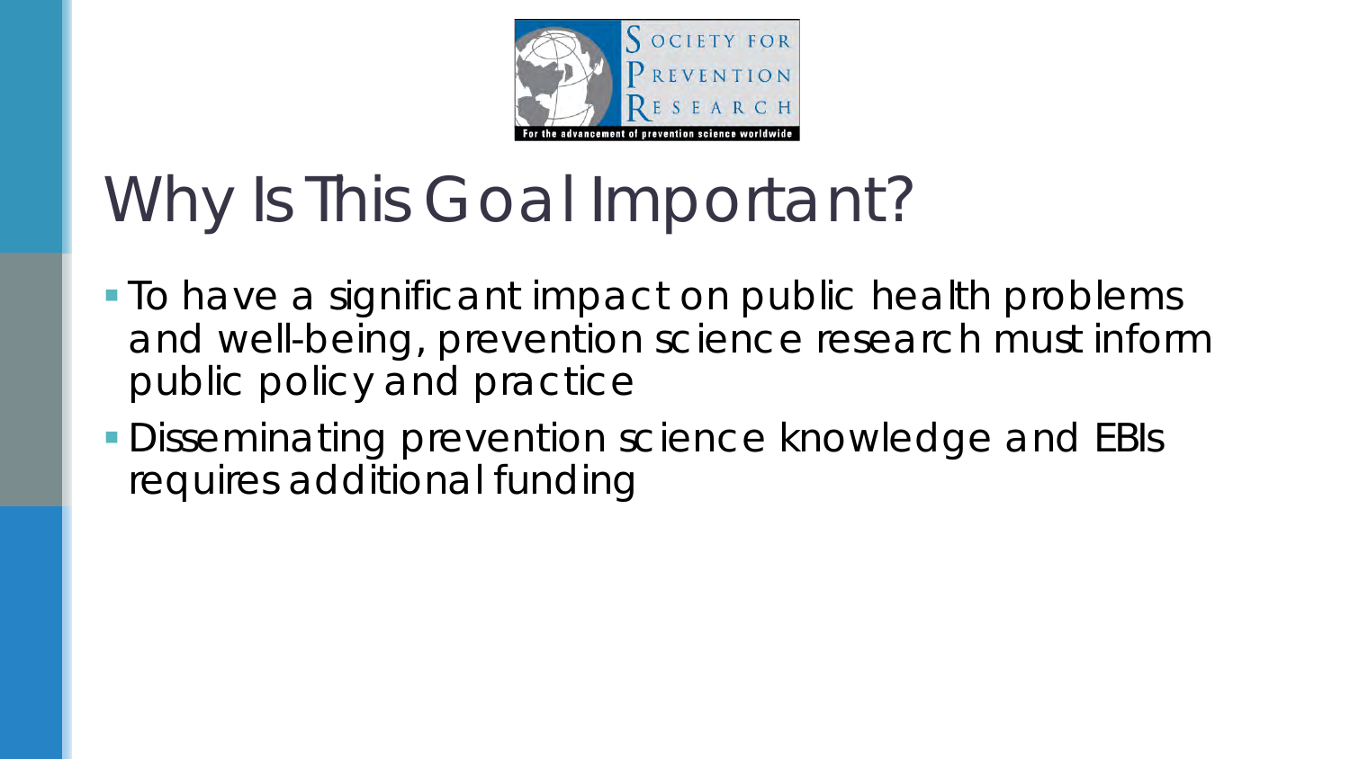# Why Is This Goal Important?

- To have a significant impact on public health problems and well-being, prevention science research must inform public policy and practice
- Disseminating prevention science knowledge and EBIs requires additional funding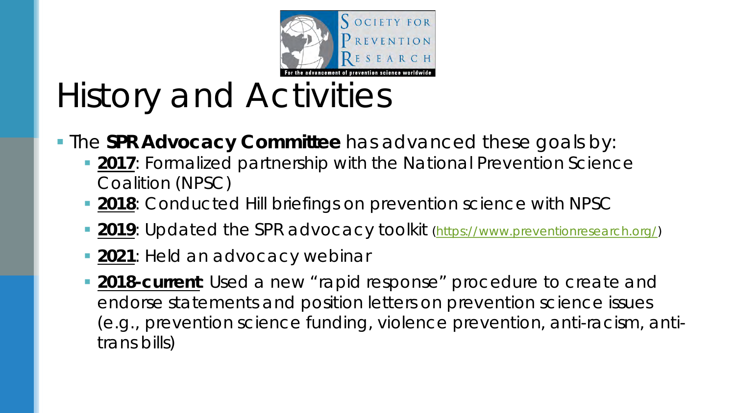# History and Activities

- The **SPR Advocacy Committee** has advanced these goals by:
  - **2017**: Formalized partnership with the National Prevention Science Coalition (NPSC)
  - **2018**: Conducted Hill briefings on prevention science with NPSC
  - **2019**: Updated the SPR advocacy toolkit (https://www.preventionresearch.org/)
  - **2021**: Held an advocacy webinar
  - **2018-current**: Used a new "rapid response" procedure to create and endorse statements and position letters on prevention science issues (e.g., prevention science funding, violence prevention, anti-racism, anti-trans bills)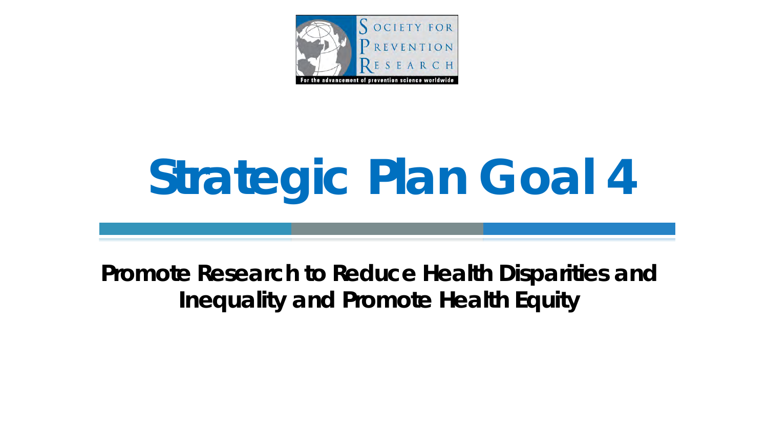# Strategic Plan Goal 4

**Promote Research to Reduce Health Disparities and Inequality and Promote Health Equity**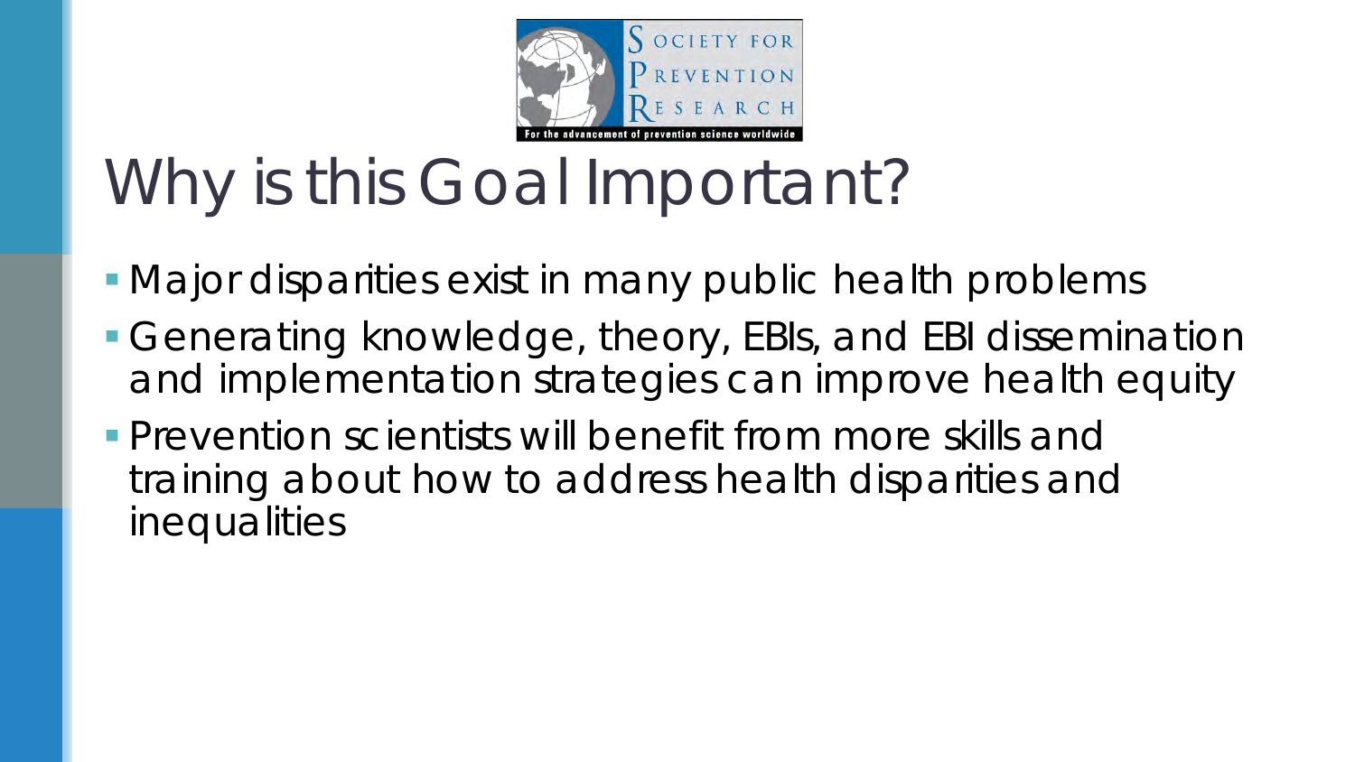# Why is this Goal Important?

- Major disparities exist in many public health problems
- Generating knowledge, theory, EBIs, and EBI dissemination and implementation strategies can improve health equity
- Prevention scientists will benefit from more skills and training about how to address health disparities and inequalities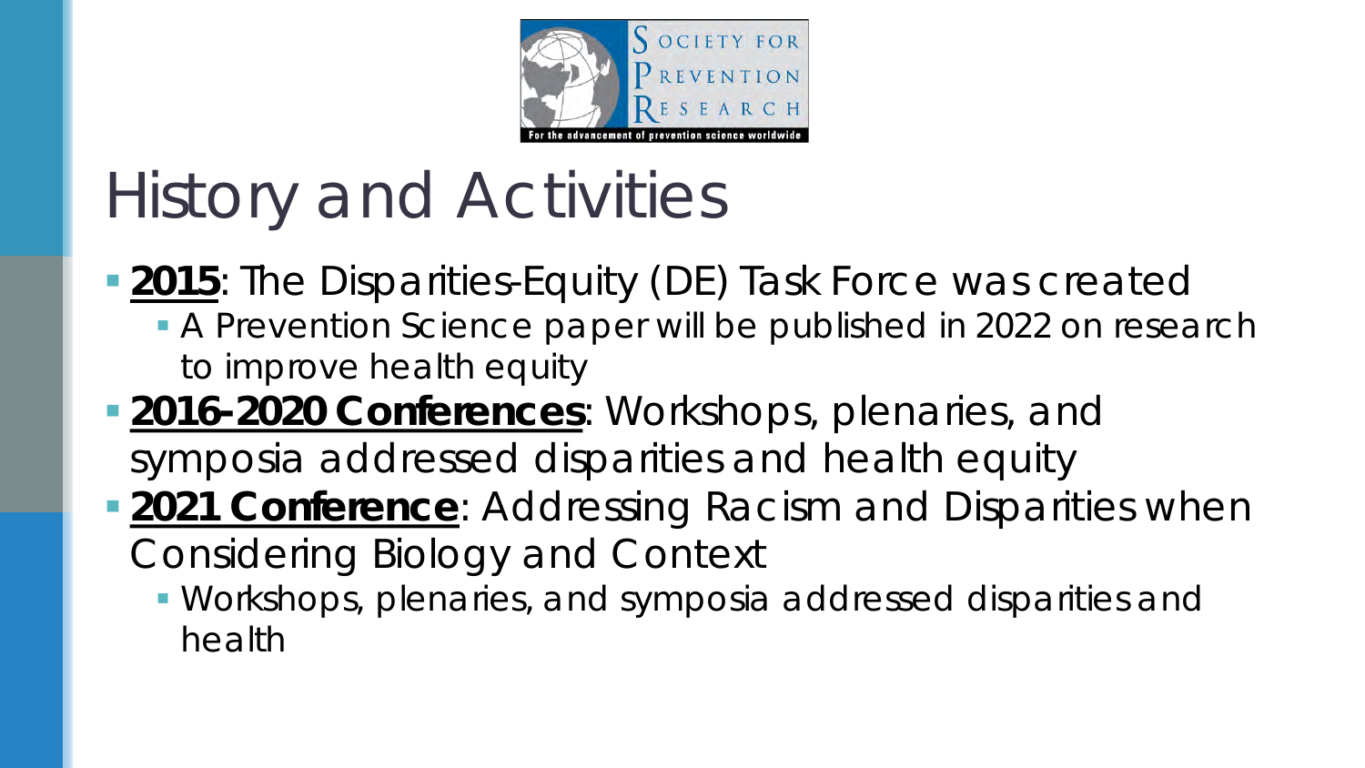# History and Activities

- **2015**: The Disparities-Equity (DE) Task Force was created
  - A Prevention Science paper will be published in 2022 on research to improve health equity
- **2016-2020 Conferences**: Workshops, plenaries, and symposia addressed disparities and health equity
- **2021 Conference**: Addressing Racism and Disparities when Considering Biology and Context
  - Workshops, plenaries, and symposia addressed disparities and health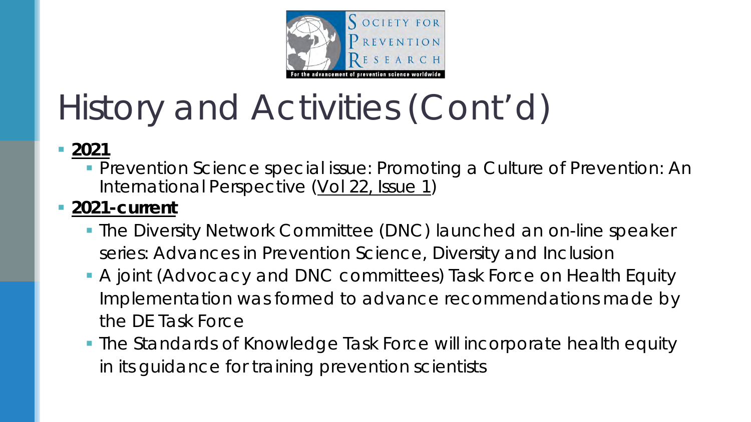# History and Activities (Cont'd)

- **2021**
  - Prevention Science special issue: Promoting a Culture of Prevention: An International Perspective (Vol 22, Issue 1)
- **2021-current**
  - The Diversity Network Committee (DNC) launched an on-line speaker series: Advances in Prevention Science, Diversity and Inclusion
  - A joint (Advocacy and DNC committees) Task Force on Health Equity Implementation was formed to advance recommendations made by the DE Task Force
  - The Standards of Knowledge Task Force will incorporate health equity in its guidance for training prevention scientists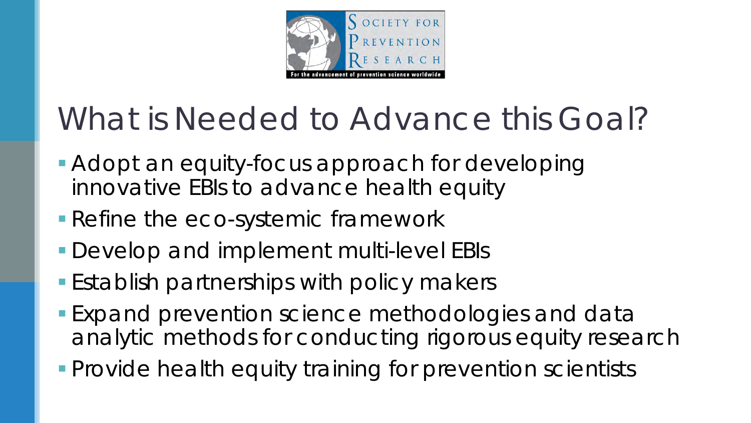# What is Needed to Advance this Goal?

- Adopt an equity-focus approach for developing innovative EBIs to advance health equity
- Refine the eco-systemic framework
- Develop and implement multi-level EBIs
- Establish partnerships with policy makers
- Expand prevention science methodologies and data analytic methods for conducting rigorous equity research
- Provide health equity training for prevention scientists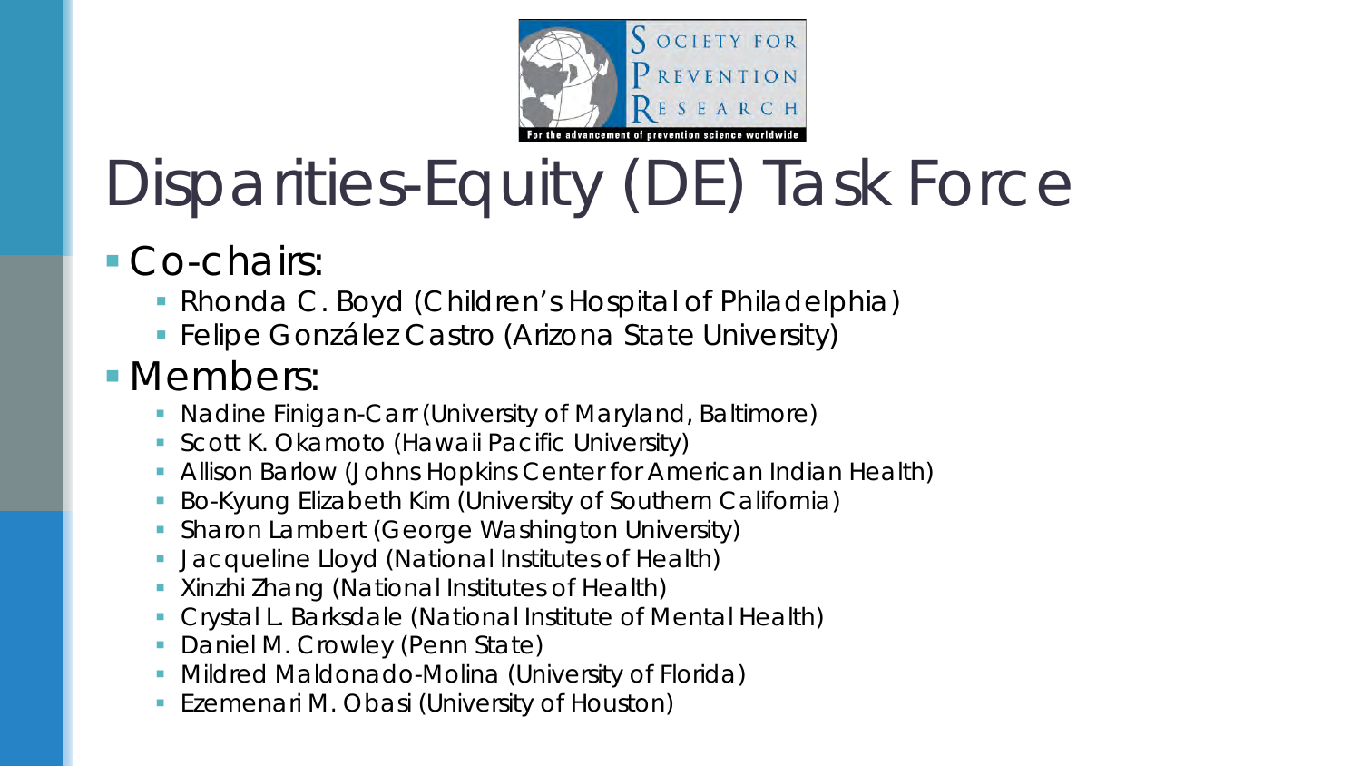# Disparities-Equity (DE) Task Force

- Co-chairs:
  - Rhonda C. Boyd (Children's Hospital of Philadelphia)
  - Felipe González Castro (Arizona State University)
- Members:
  - Nadine Finigan-Carr (University of Maryland, Baltimore)
  - Scott K. Okamoto (Hawaii Pacific University)
  - Allison Barlow (Johns Hopkins Center for American Indian Health)
  - Bo-Kyung Elizabeth Kim (University of Southern California)
  - Sharon Lambert (George Washington University)
  - Jacqueline Lloyd (National Institutes of Health)
  - Xinzhi Zhang (National Institutes of Health)
  - Crystal L. Barksdale (National Institute of Mental Health)
  - Daniel M. Crowley (Penn State)
  - Mildred Maldonado-Molina (University of Florida)
  - Ezemenari M. Obasi (University of Houston)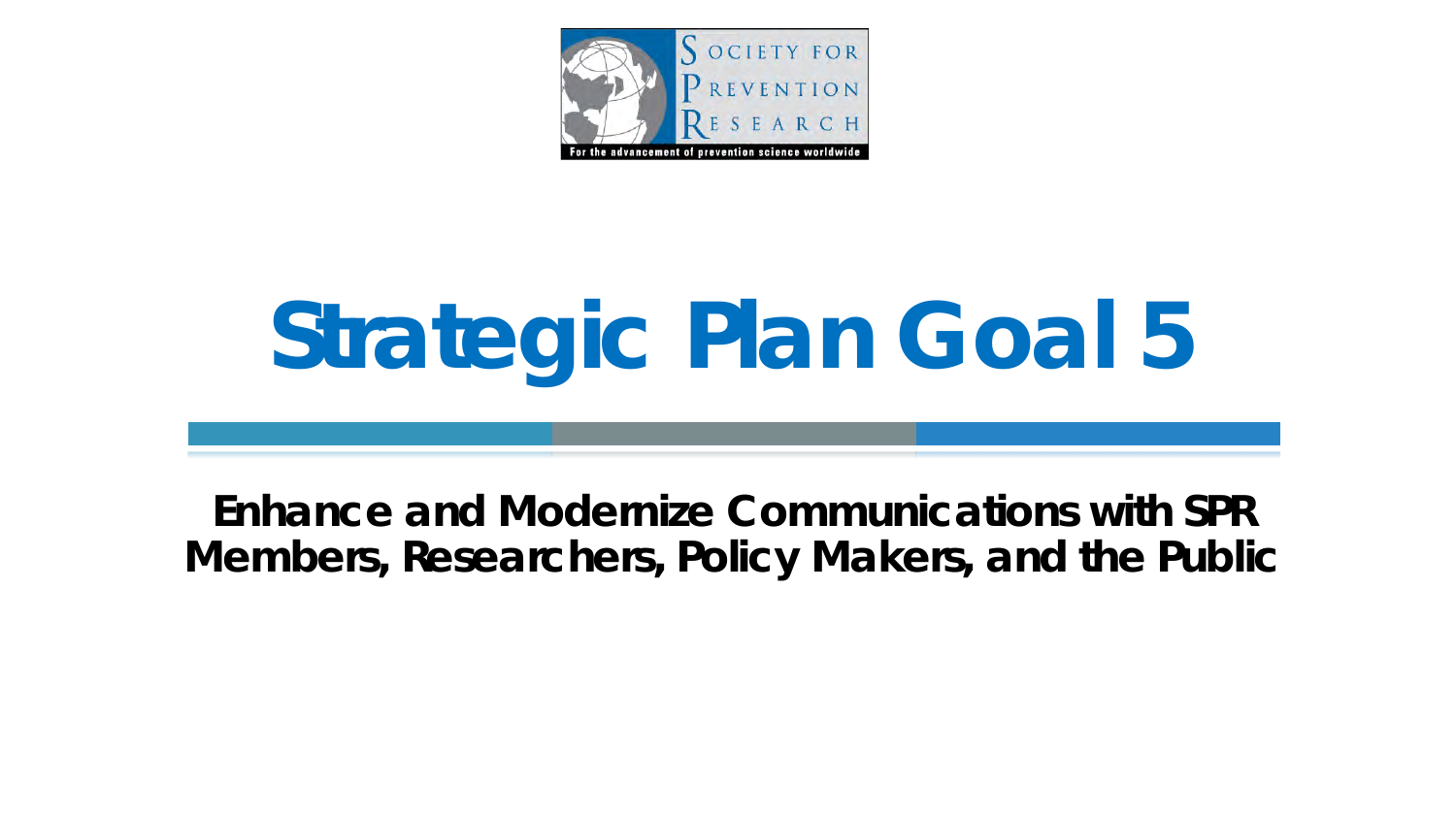# Strategic Plan Goal 5

**Enhance and Modernize Communications with SPR Members, Researchers, Policy Makers, and the Public**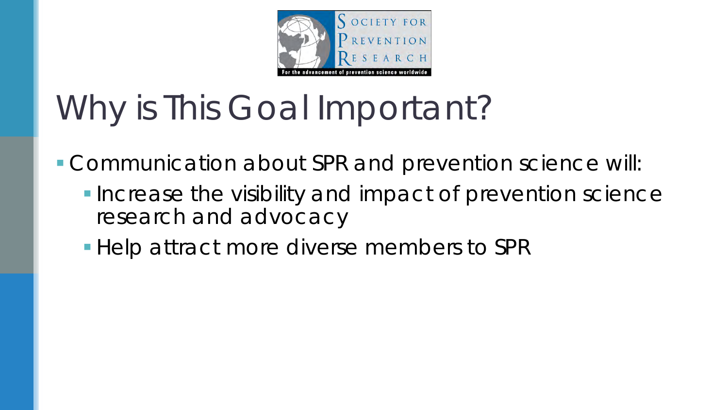# Why is This Goal Important?

- Communication about SPR and prevention science will:
  - Increase the visibility and impact of prevention science research and advocacy
  - Help attract more diverse members to SPR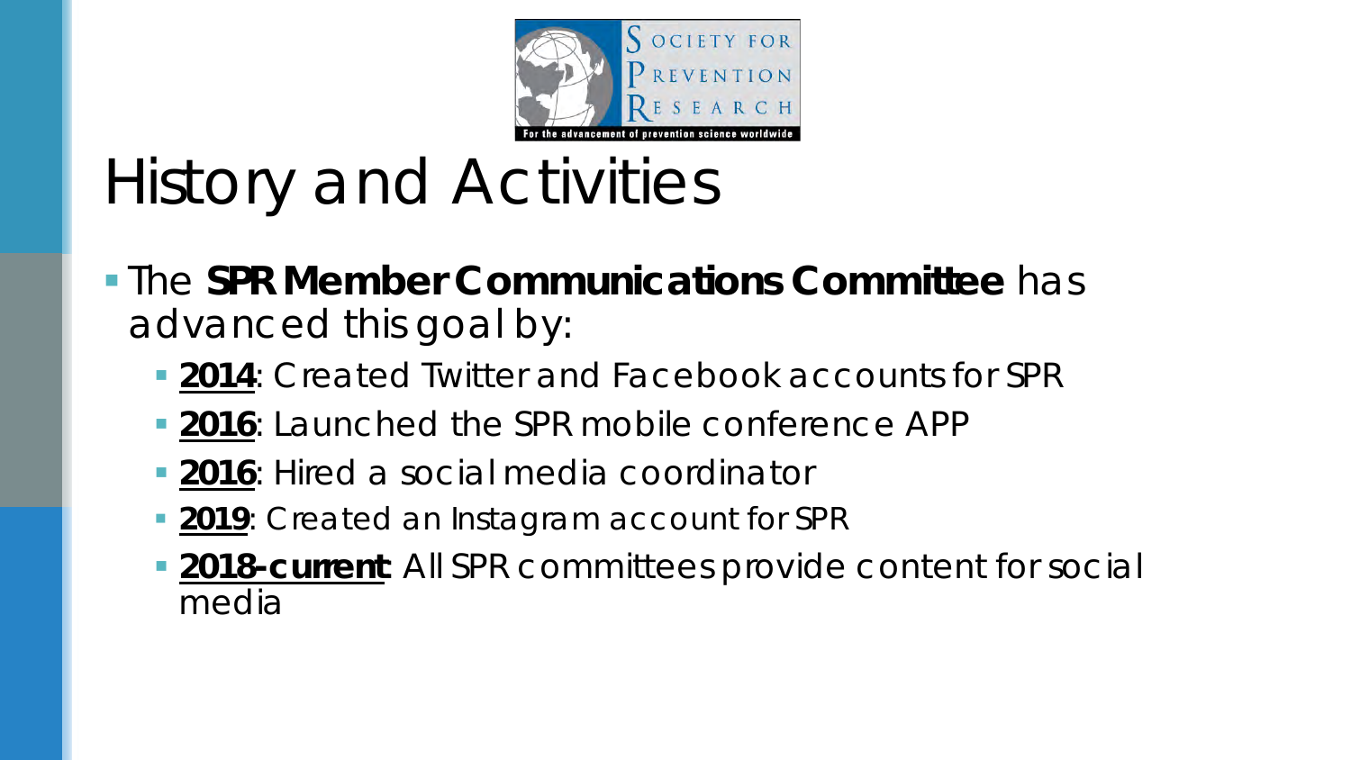# History and Activities

- The **SPR Member Communications Committee** has advanced this goal by:
  - **2014**: Created Twitter and Facebook accounts for SPR
  - **2016**: Launched the SPR mobile conference APP
  - **2016**: Hired a social media coordinator
  - **2019**: Created an Instagram account for SPR
  - **2018-current**: All SPR committees provide content for social media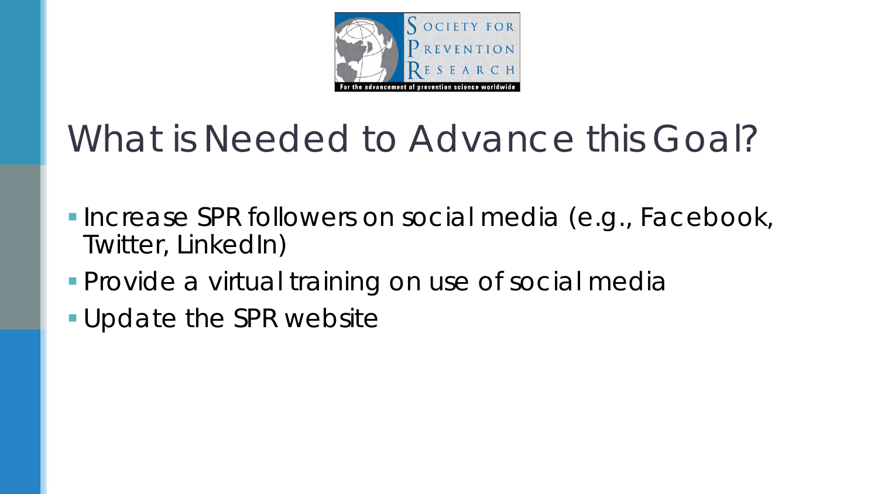# What is Needed to Advance this Goal?

- Increase SPR followers on social media (e.g., Facebook, Twitter, LinkedIn)
- Provide a virtual training on use of social media
- Update the SPR website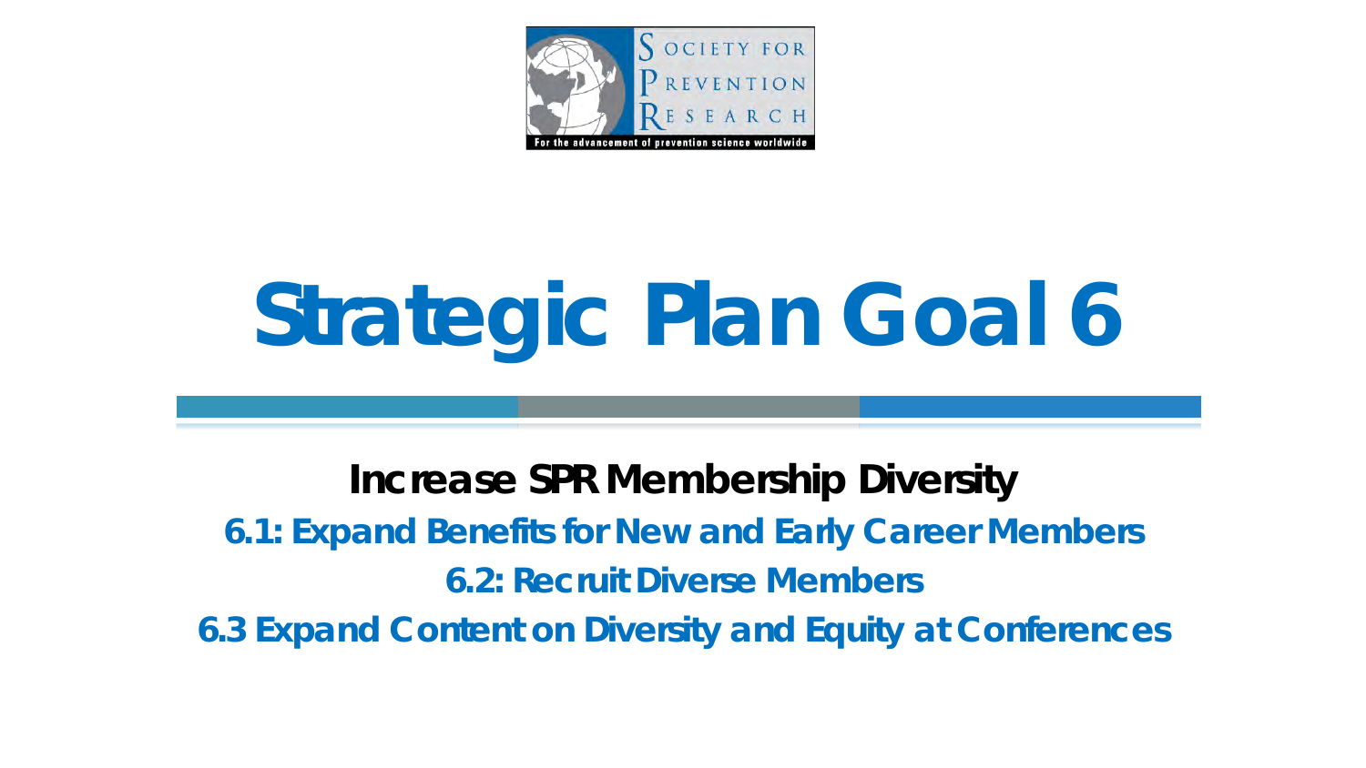# Strategic Plan Goal 6

**Increase SPR Membership Diversity**

**6.1: Expand Benefits for New and Early Career Members**

**6.2: Recruit Diverse Members**

**6.3 Expand Content on Diversity and Equity at Conferences**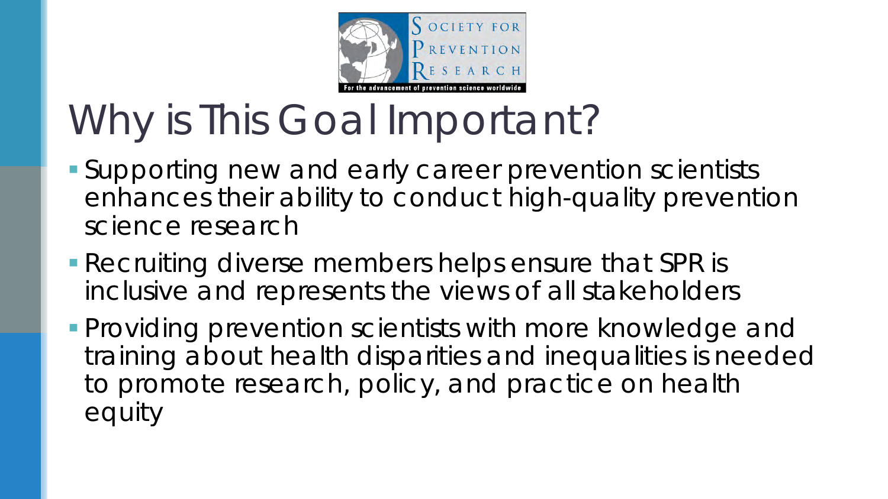# Why is This Goal Important?

- Supporting new and early career prevention scientists enhances their ability to conduct high-quality prevention science research
- Recruiting diverse members helps ensure that SPR is inclusive and represents the views of all stakeholders
- Providing prevention scientists with more knowledge and training about health disparities and inequalities is needed to promote research, policy, and practice on health equity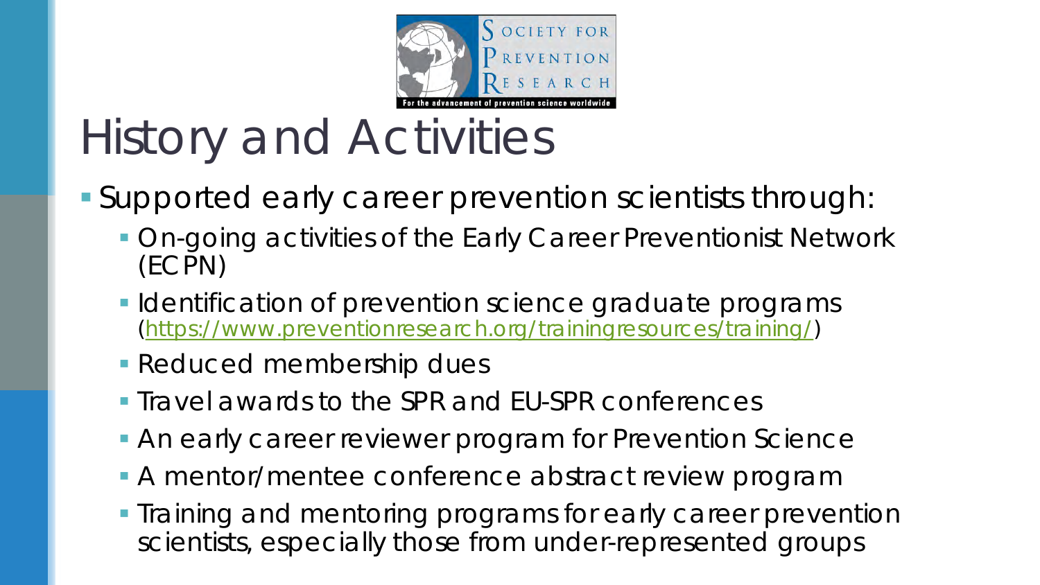# History and Activities

- Supported early career prevention scientists through:
  - On-going activities of the Early Career Preventionist Network (ECPN)
  - Identification of prevention science graduate programs (https://www.preventionresearch.org/trainingresources/training/)
  - Reduced membership dues
  - Travel awards to the SPR and EU-SPR conferences
  - An early career reviewer program for Prevention Science
  - A mentor/mentee conference abstract review program
  - Training and mentoring programs for early career prevention scientists, especially those from under-represented groups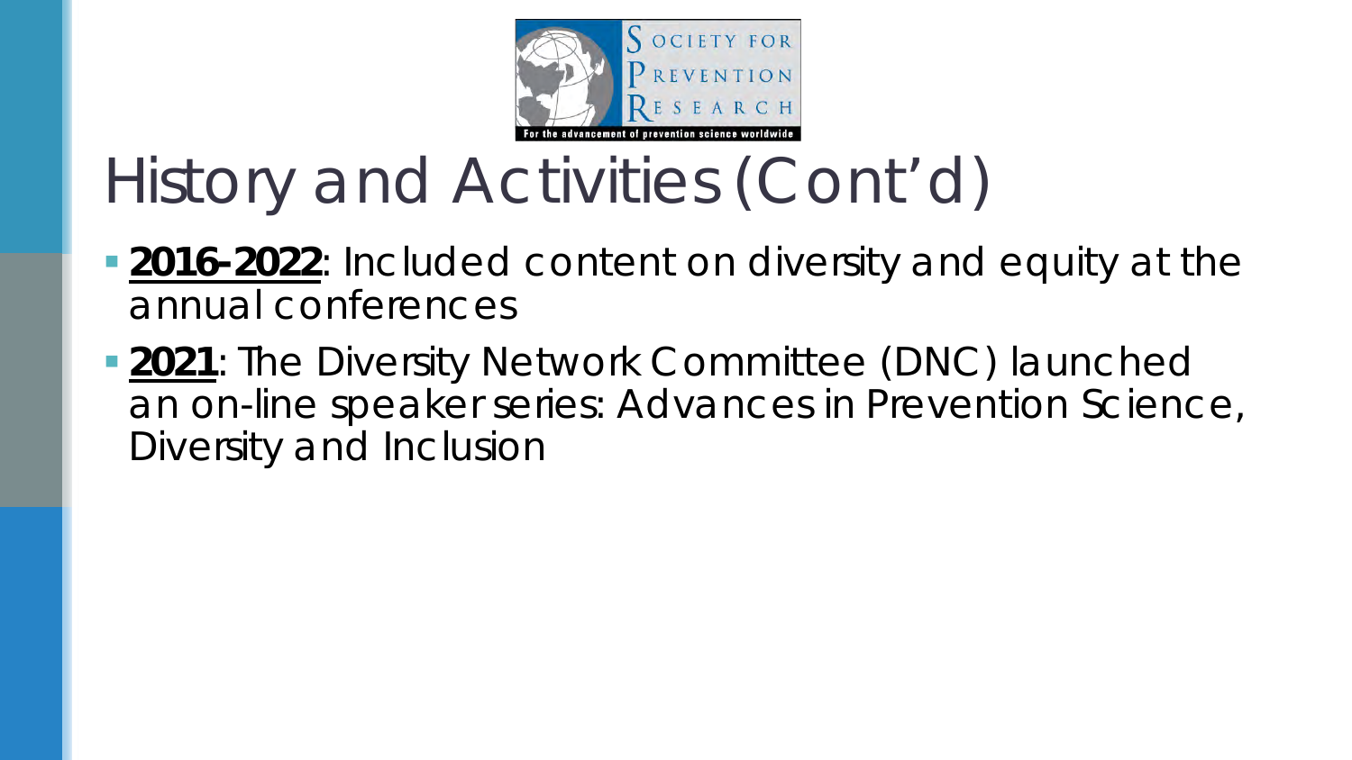# History and Activities (Cont'd)

- **2016-2022**: Included content on diversity and equity at the annual conferences
- **2021**: The Diversity Network Committee (DNC) launched an on-line speaker series: Advances in Prevention Science, Diversity and Inclusion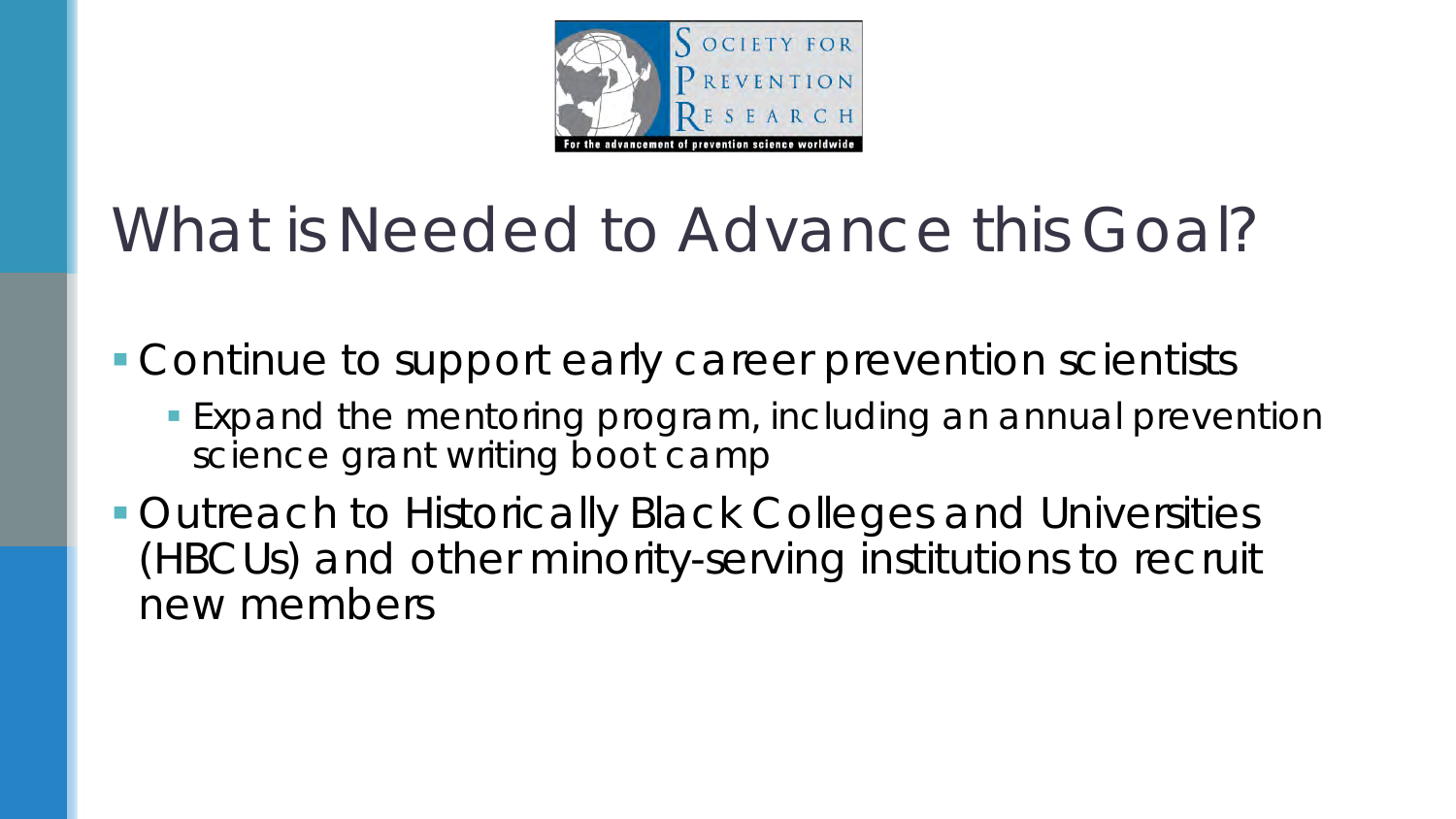# What is Needed to Advance this Goal?

- Continue to support early career prevention scientists
  - Expand the mentoring program, including an annual prevention science grant writing boot camp
- Outreach to Historically Black Colleges and Universities (HBCUs) and other minority-serving institutions to recruit new members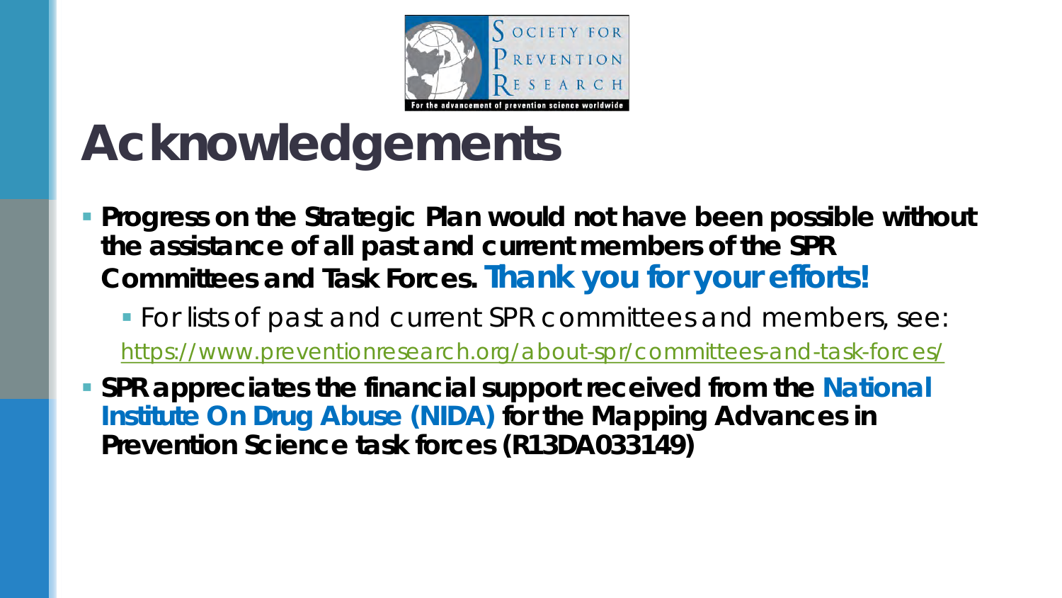# Acknowledgements

- **Progress on the Strategic Plan would not have been possible without the assistance of all past and current members of the SPR Committees and Task Forces. Thank you for your efforts!**
  - For lists of past and current SPR committees and members, see: https://www.preventionresearch.org/about-spr/committees-and-task-forces/
- **SPR appreciates the financial support received from the National Institute On Drug Abuse (NIDA) for the Mapping Advances in Prevention Science task forces (R13DA033149)**